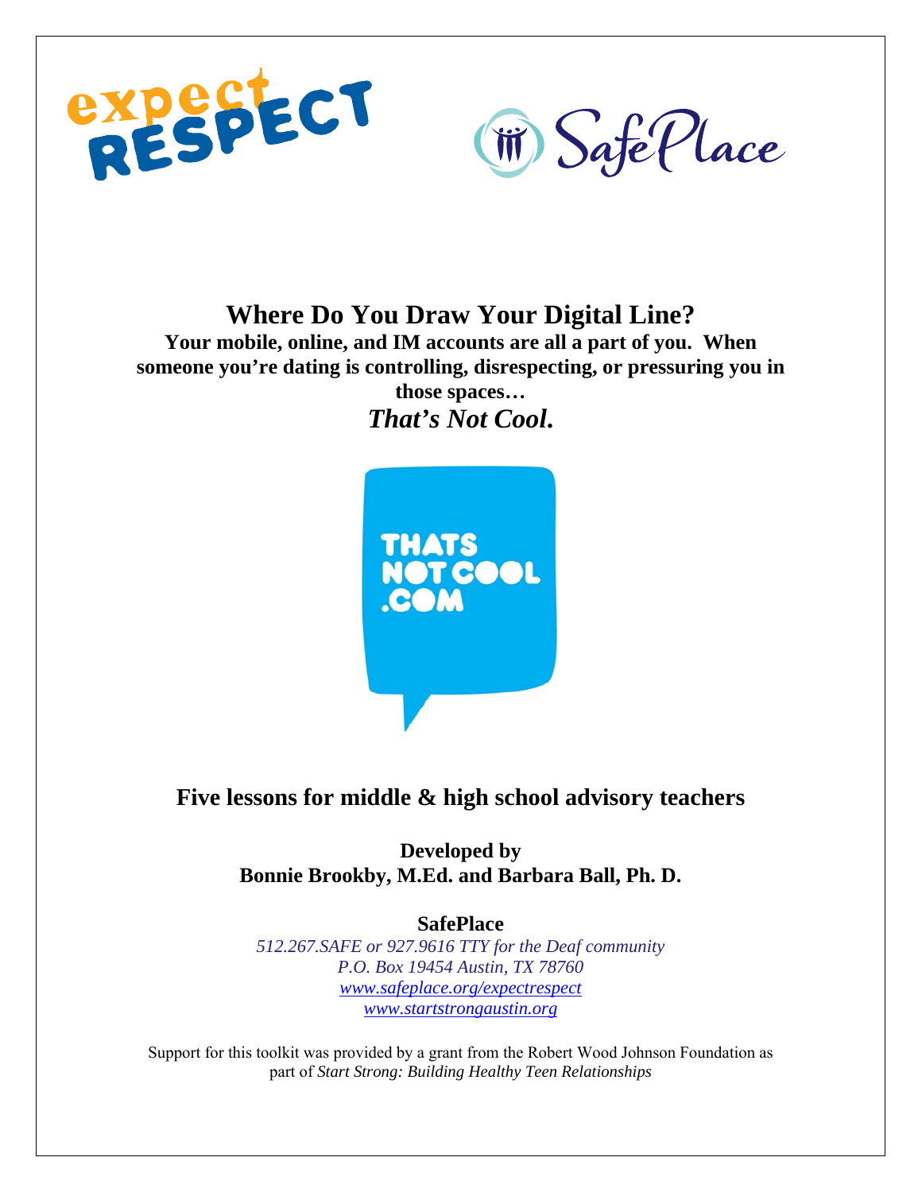# Where Do You Draw Your Digital Line?

**Your mobile, online, and IM accounts are all a part of you. When someone you're dating is controlling, disrespecting, or pressuring you in those spaces…**

***That's Not Cool.***

## Five lessons for middle & high school advisory teachers

**Developed by**
**Bonnie Brookby, M.Ed. and Barbara Ball, Ph. D.**

**SafePlace**

*512.267.SAFE or 927.9616 TTY for the Deaf community*
*P.O. Box 19454 Austin, TX 78760*
*www.safeplace.org/expectrespect*
*www.startstrongaustin.org*

Support for this toolkit was provided by a grant from the Robert Wood Johnson Foundation as part of *Start Strong: Building Healthy Teen Relationships*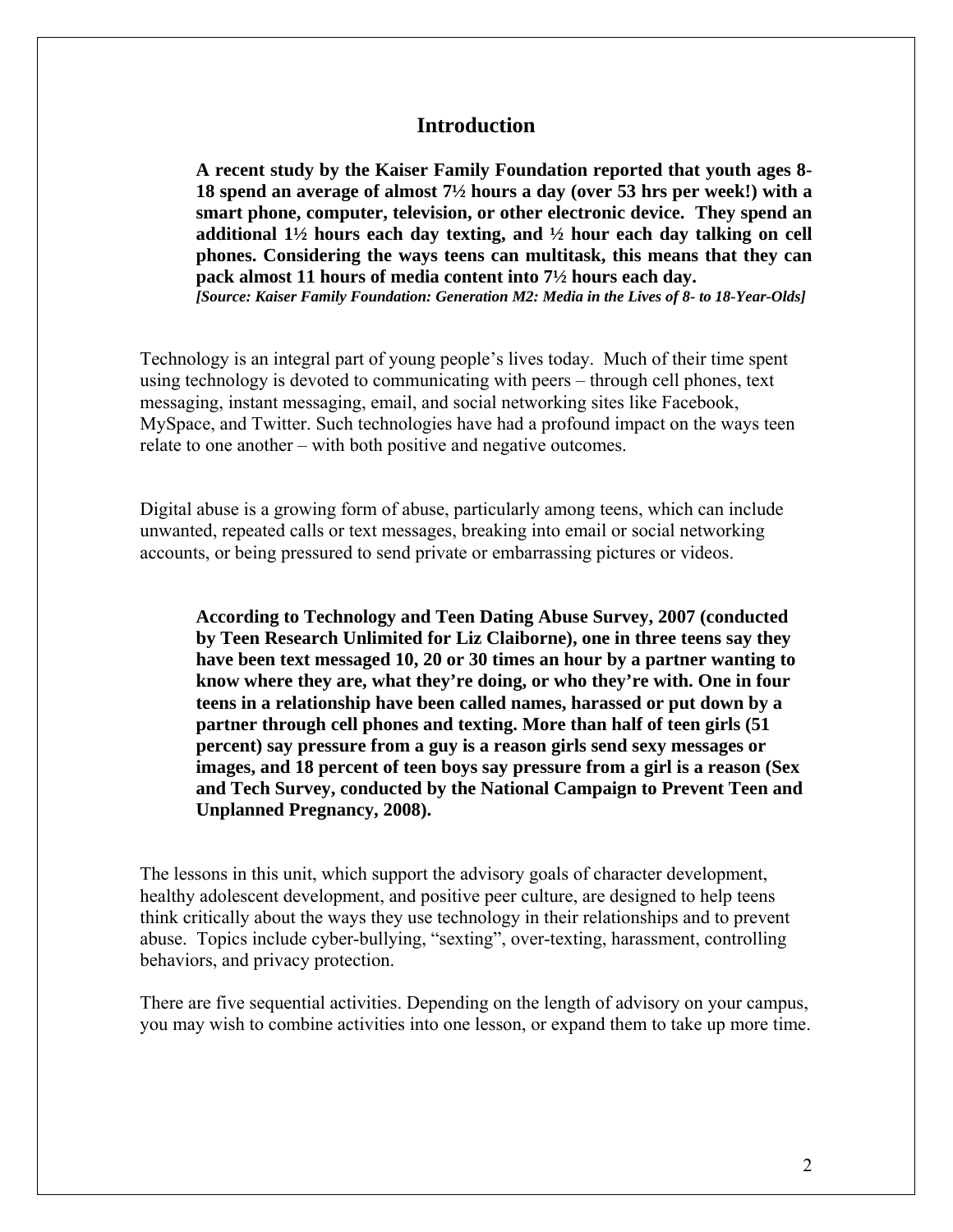## Introduction

**A recent study by the Kaiser Family Foundation reported that youth ages 8-18 spend an average of almost 7½ hours a day (over 53 hrs per week!) with a smart phone, computer, television, or other electronic device. They spend an additional 1½ hours each day texting, and ½ hour each day talking on cell phones. Considering the ways teens can multitask, this means that they can pack almost 11 hours of media content into 7½ hours each day.**
***[Source: Kaiser Family Foundation: Generation M2: Media in the Lives of 8- to 18-Year-Olds]***

Technology is an integral part of young people's lives today. Much of their time spent using technology is devoted to communicating with peers – through cell phones, text messaging, instant messaging, email, and social networking sites like Facebook, MySpace, and Twitter. Such technologies have had a profound impact on the ways teen relate to one another – with both positive and negative outcomes.

Digital abuse is a growing form of abuse, particularly among teens, which can include unwanted, repeated calls or text messages, breaking into email or social networking accounts, or being pressured to send private or embarrassing pictures or videos.

**According to Technology and Teen Dating Abuse Survey, 2007 (conducted by Teen Research Unlimited for Liz Claiborne), one in three teens say they have been text messaged 10, 20 or 30 times an hour by a partner wanting to know where they are, what they're doing, or who they're with. One in four teens in a relationship have been called names, harassed or put down by a partner through cell phones and texting. More than half of teen girls (51 percent) say pressure from a guy is a reason girls send sexy messages or images, and 18 percent of teen boys say pressure from a girl is a reason (Sex and Tech Survey, conducted by the National Campaign to Prevent Teen and Unplanned Pregnancy, 2008).**

The lessons in this unit, which support the advisory goals of character development, healthy adolescent development, and positive peer culture, are designed to help teens think critically about the ways they use technology in their relationships and to prevent abuse. Topics include cyber-bullying, "sexting", over-texting, harassment, controlling behaviors, and privacy protection.

There are five sequential activities. Depending on the length of advisory on your campus, you may wish to combine activities into one lesson, or expand them to take up more time.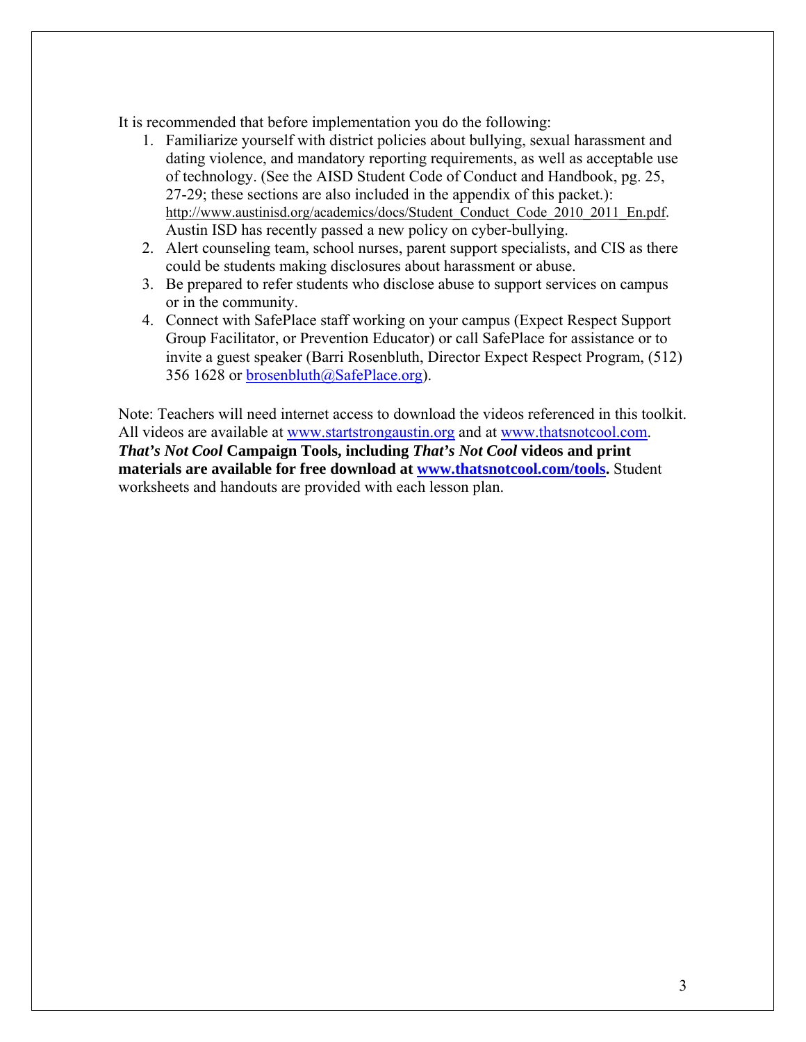It is recommended that before implementation you do the following:

1. Familiarize yourself with district policies about bullying, sexual harassment and dating violence, and mandatory reporting requirements, as well as acceptable use of technology. (See the AISD Student Code of Conduct and Handbook, pg. 25, 27-29; these sections are also included in the appendix of this packet.): http://www.austinisd.org/academics/docs/Student_Conduct_Code_2010_2011_En.pdf. Austin ISD has recently passed a new policy on cyber-bullying.
2. Alert counseling team, school nurses, parent support specialists, and CIS as there could be students making disclosures about harassment or abuse.
3. Be prepared to refer students who disclose abuse to support services on campus or in the community.
4. Connect with SafePlace staff working on your campus (Expect Respect Support Group Facilitator, or Prevention Educator) or call SafePlace for assistance or to invite a guest speaker (Barri Rosenbluth, Director Expect Respect Program, (512) 356 1628 or brosenbluth@SafePlace.org).

Note: Teachers will need internet access to download the videos referenced in this toolkit. All videos are available at www.startstrongaustin.org and at www.thatsnotcool.com. ***That's Not Cool* Campaign Tools, including *That's Not Cool* videos and print materials are available for free download at www.thatsnotcool.com/tools.** Student worksheets and handouts are provided with each lesson plan.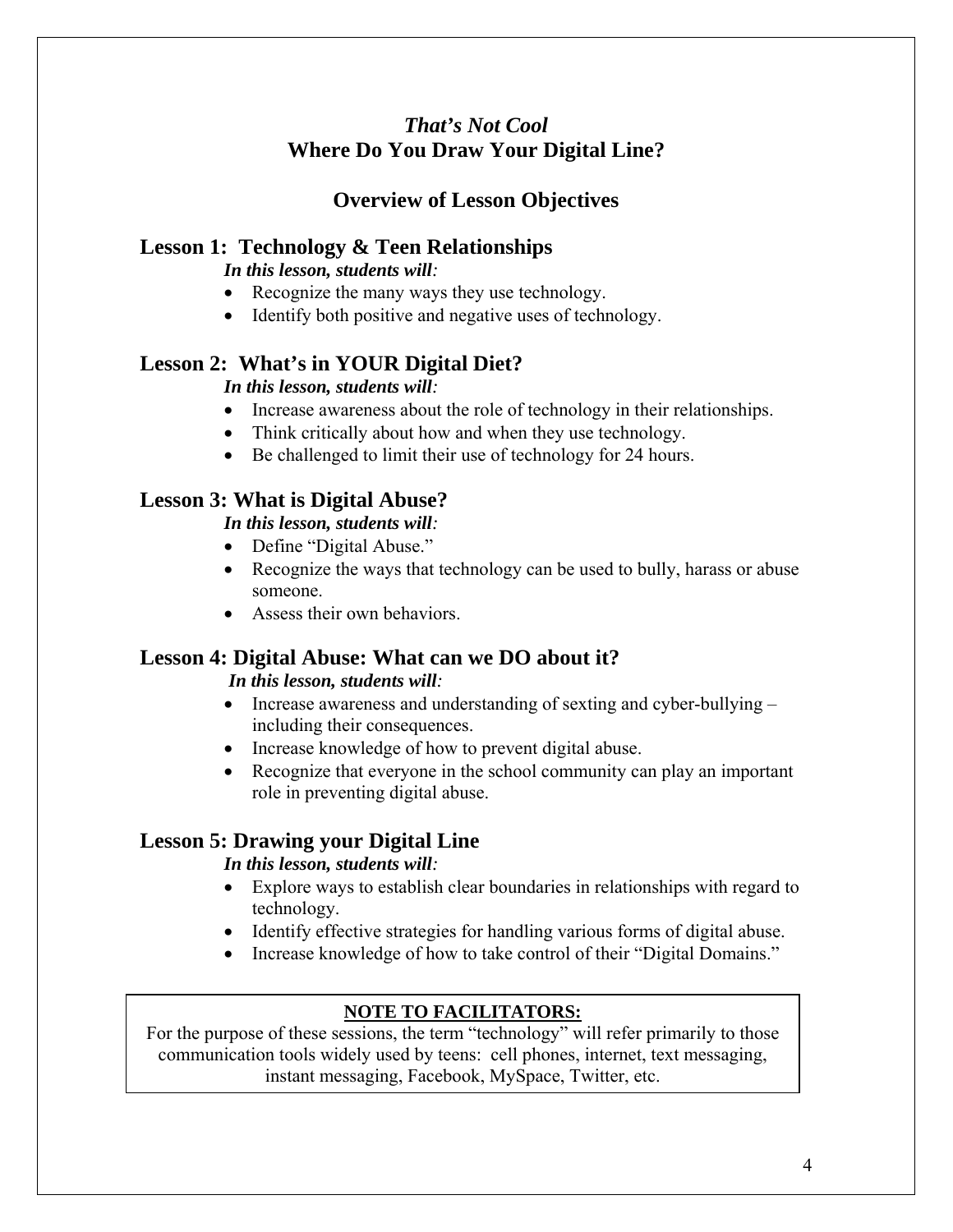# *That's Not Cool*
# Where Do You Draw Your Digital Line?

## Overview of Lesson Objectives

### Lesson 1: Technology & Teen Relationships

***In this lesson, students will:***

- Recognize the many ways they use technology.
- Identify both positive and negative uses of technology.

### Lesson 2: What's in YOUR Digital Diet?

***In this lesson, students will:***

- Increase awareness about the role of technology in their relationships.
- Think critically about how and when they use technology.
- Be challenged to limit their use of technology for 24 hours.

### Lesson 3: What is Digital Abuse?

***In this lesson, students will:***

- Define "Digital Abuse."
- Recognize the ways that technology can be used to bully, harass or abuse someone.
- Assess their own behaviors.

### Lesson 4: Digital Abuse: What can we DO about it?

***In this lesson, students will:***

- Increase awareness and understanding of sexting and cyber-bullying – including their consequences.
- Increase knowledge of how to prevent digital abuse.
- Recognize that everyone in the school community can play an important role in preventing digital abuse.

### Lesson 5: Drawing your Digital Line

***In this lesson, students will:***

- Explore ways to establish clear boundaries in relationships with regard to technology.
- Identify effective strategies for handling various forms of digital abuse.
- Increase knowledge of how to take control of their "Digital Domains."

> **NOTE TO FACILITATORS:**
> For the purpose of these sessions, the term "technology" will refer primarily to those communication tools widely used by teens: cell phones, internet, text messaging, instant messaging, Facebook, MySpace, Twitter, etc.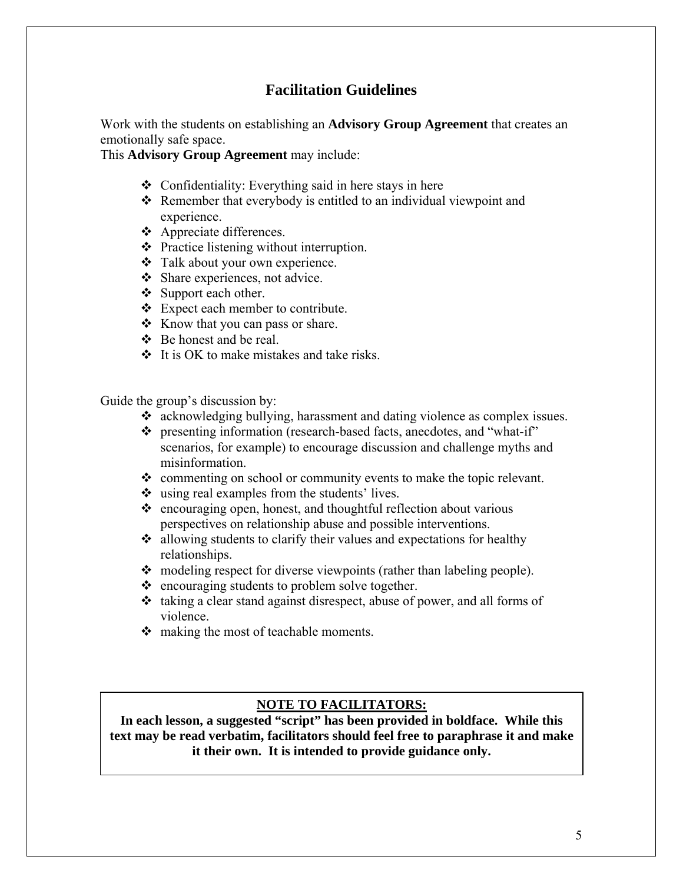## Facilitation Guidelines

Work with the students on establishing an **Advisory Group Agreement** that creates an emotionally safe space.
This **Advisory Group Agreement** may include:

- Confidentiality: Everything said in here stays in here
- Remember that everybody is entitled to an individual viewpoint and experience.
- Appreciate differences.
- Practice listening without interruption.
- Talk about your own experience.
- Share experiences, not advice.
- Support each other.
- Expect each member to contribute.
- Know that you can pass or share.
- Be honest and be real.
- It is OK to make mistakes and take risks.

Guide the group's discussion by:

- acknowledging bullying, harassment and dating violence as complex issues.
- presenting information (research-based facts, anecdotes, and "what-if" scenarios, for example) to encourage discussion and challenge myths and misinformation.
- commenting on school or community events to make the topic relevant.
- using real examples from the students' lives.
- encouraging open, honest, and thoughtful reflection about various perspectives on relationship abuse and possible interventions.
- allowing students to clarify their values and expectations for healthy relationships.
- modeling respect for diverse viewpoints (rather than labeling people).
- encouraging students to problem solve together.
- taking a clear stand against disrespect, abuse of power, and all forms of violence.
- making the most of teachable moments.

> **NOTE TO FACILITATORS:**
> **In each lesson, a suggested "script" has been provided in boldface. While this text may be read verbatim, facilitators should feel free to paraphrase it and make it their own. It is intended to provide guidance only.**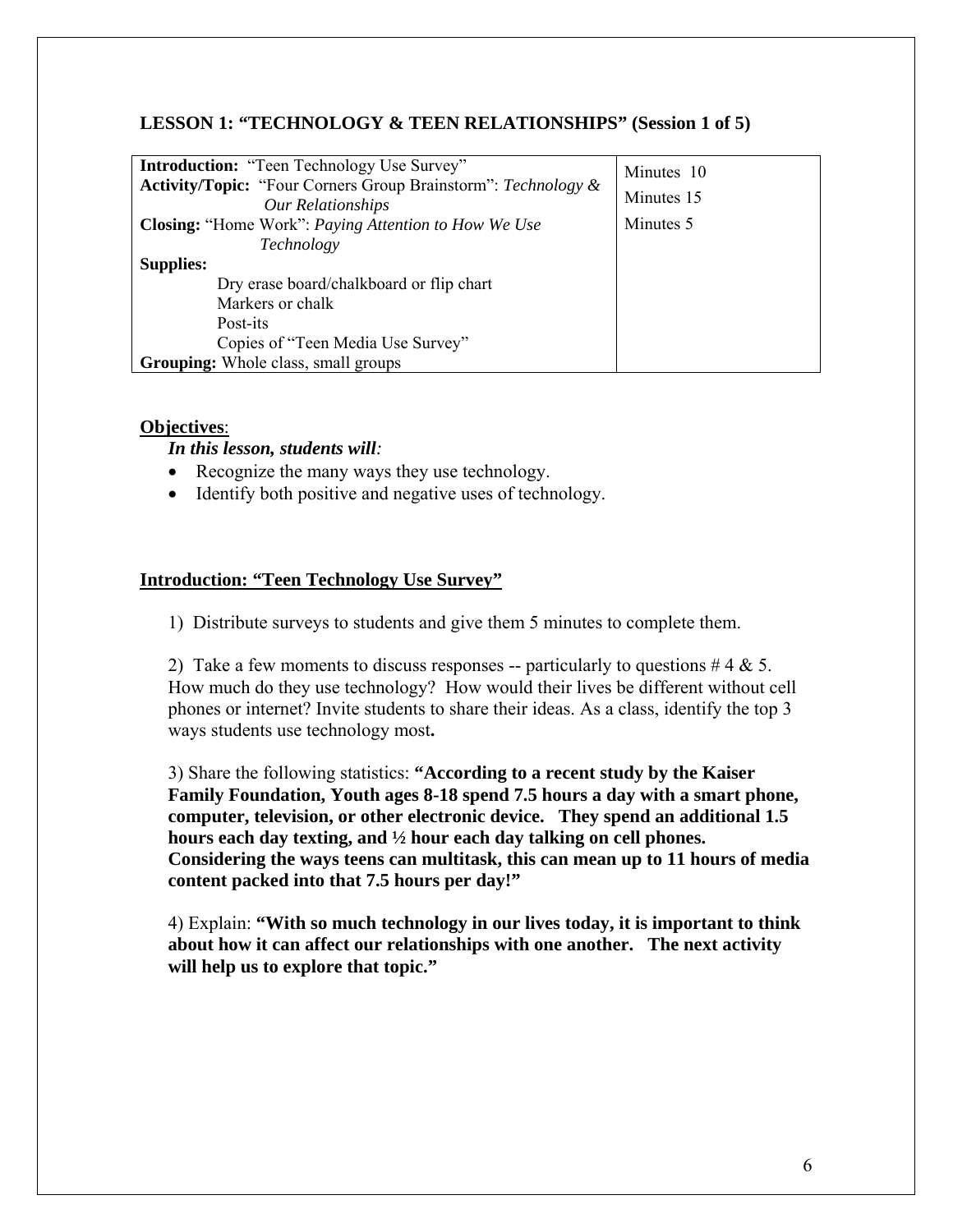### LESSON 1: "TECHNOLOGY & TEEN RELATIONSHIPS" (Session 1 of 5)

| | |
|---|---|
| **Introduction:** "Teen Technology Use Survey" | Minutes 10 |
| **Activity/Topic:** "Four Corners Group Brainstorm": *Technology & Our Relationships* | Minutes 15 |
| **Closing:** "Home Work": *Paying Attention to How We Use Technology* | Minutes 5 |
| **Supplies:** Dry erase board/chalkboard or flip chart; Markers or chalk; Post-its; Copies of "Teen Media Use Survey" | |
| **Grouping:** Whole class, small groups | |

**Objectives**:

***In this lesson, students will:***

- Recognize the many ways they use technology.
- Identify both positive and negative uses of technology.

**Introduction: "Teen Technology Use Survey"**

1) Distribute surveys to students and give them 5 minutes to complete them.

2) Take a few moments to discuss responses -- particularly to questions # 4 & 5. How much do they use technology? How would their lives be different without cell phones or internet? Invite students to share their ideas. As a class, identify the top 3 ways students use technology most**.**

3) Share the following statistics: **"According to a recent study by the Kaiser Family Foundation, Youth ages 8-18 spend 7.5 hours a day with a smart phone, computer, television, or other electronic device. They spend an additional 1.5 hours each day texting, and ½ hour each day talking on cell phones. Considering the ways teens can multitask, this can mean up to 11 hours of media content packed into that 7.5 hours per day!"**

4) Explain: **"With so much technology in our lives today, it is important to think about how it can affect our relationships with one another. The next activity will help us to explore that topic."**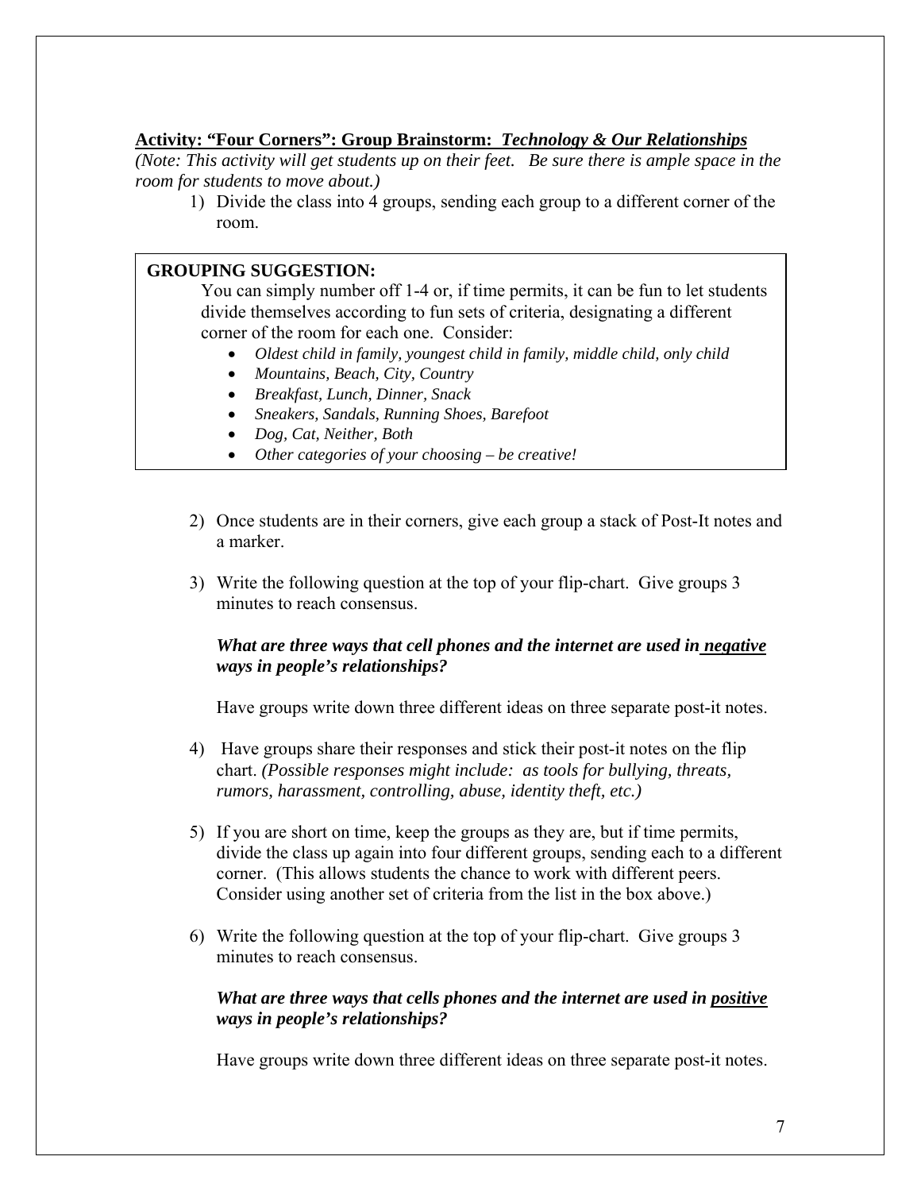**Activity: "Four Corners": Group Brainstorm: *Technology & Our Relationships***

*(Note: This activity will get students up on their feet. Be sure there is ample space in the room for students to move about.)*

1) Divide the class into 4 groups, sending each group to a different corner of the room.

> **GROUPING SUGGESTION:**
>
> You can simply number off 1-4 or, if time permits, it can be fun to let students divide themselves according to fun sets of criteria, designating a different corner of the room for each one. Consider:
>
> - *Oldest child in family, youngest child in family, middle child, only child*
> - *Mountains, Beach, City, Country*
> - *Breakfast, Lunch, Dinner, Snack*
> - *Sneakers, Sandals, Running Shoes, Barefoot*
> - *Dog, Cat, Neither, Both*
> - *Other categories of your choosing – be creative!*

2) Once students are in their corners, give each group a stack of Post-It notes and a marker.

3) Write the following question at the top of your flip-chart. Give groups 3 minutes to reach consensus.

   ***What are three ways that cell phones and the internet are used in <u>negative</u> ways in people's relationships?***

   Have groups write down three different ideas on three separate post-it notes.

4) Have groups share their responses and stick their post-it notes on the flip chart. *(Possible responses might include: as tools for bullying, threats, rumors, harassment, controlling, abuse, identity theft, etc.)*

5) If you are short on time, keep the groups as they are, but if time permits, divide the class up again into four different groups, sending each to a different corner. (This allows students the chance to work with different peers. Consider using another set of criteria from the list in the box above.)

6) Write the following question at the top of your flip-chart. Give groups 3 minutes to reach consensus.

   ***What are three ways that cells phones and the internet are used in <u>positive</u> ways in people's relationships?***

   Have groups write down three different ideas on three separate post-it notes.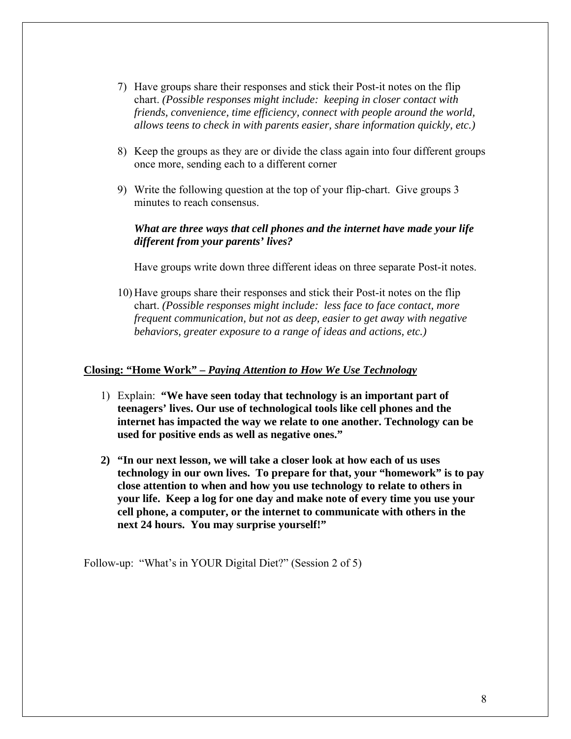7) Have groups share their responses and stick their Post-it notes on the flip chart. *(Possible responses might include: keeping in closer contact with friends, convenience, time efficiency, connect with people around the world, allows teens to check in with parents easier, share information quickly, etc.)*

8) Keep the groups as they are or divide the class again into four different groups once more, sending each to a different corner

9) Write the following question at the top of your flip-chart. Give groups 3 minutes to reach consensus.

   ***What are three ways that cell phones and the internet have made your life different from your parents' lives?***

   Have groups write down three different ideas on three separate Post-it notes.

10) Have groups share their responses and stick their Post-it notes on the flip chart. *(Possible responses might include: less face to face contact, more frequent communication, but not as deep, easier to get away with negative behaviors, greater exposure to a range of ideas and actions, etc.)*

**Closing: "Home Work" – *Paying Attention to How We Use Technology***

1) Explain: **"We have seen today that technology is an important part of teenagers' lives. Our use of technological tools like cell phones and the internet has impacted the way we relate to one another. Technology can be used for positive ends as well as negative ones."**

2) **"In our next lesson, we will take a closer look at how each of us uses technology in our own lives. To prepare for that, your "homework" is to pay close attention to when and how you use technology to relate to others in your life. Keep a log for one day and make note of every time you use your cell phone, a computer, or the internet to communicate with others in the next 24 hours. You may surprise yourself!"**

Follow-up: "What's in YOUR Digital Diet?" (Session 2 of 5)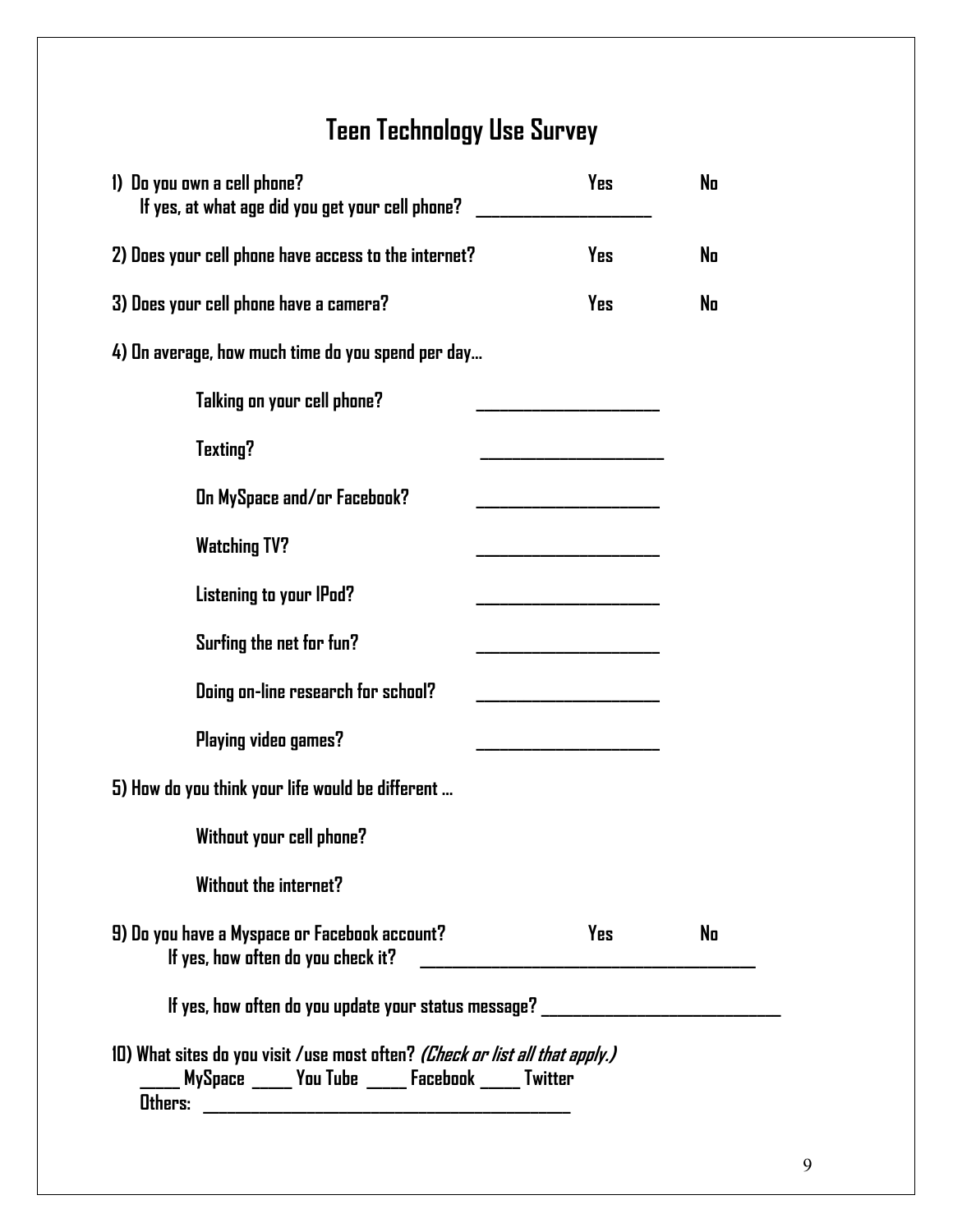# Teen Technology Use Survey

1) Do you own a cell phone? Yes No
   If yes, at what age did you get your cell phone? ________________

2) Does your cell phone have access to the internet? Yes No

3) Does your cell phone have a camera? Yes No

4) On average, how much time do you spend per day…

   Talking on your cell phone? ________________

   Texting? ________________

   On MySpace and/or Facebook? ________________

   Watching TV? ________________

   Listening to your IPod? ________________

   Surfing the net for fun? ________________

   Doing on-line research for school? ________________

   Playing video games? ________________

5) How do you think your life would be different …

   Without your cell phone?

   Without the internet?

9) Do you have a Myspace or Facebook account? Yes No
   If yes, how often do you check it? ______________________________

   If yes, how often do you update your status message? ______________________

10) What sites do you visit /use most often? *(Check or list all that apply.)*
   _____ MySpace _____ You Tube _____ Facebook _____ Twitter
   Others: ____________________________________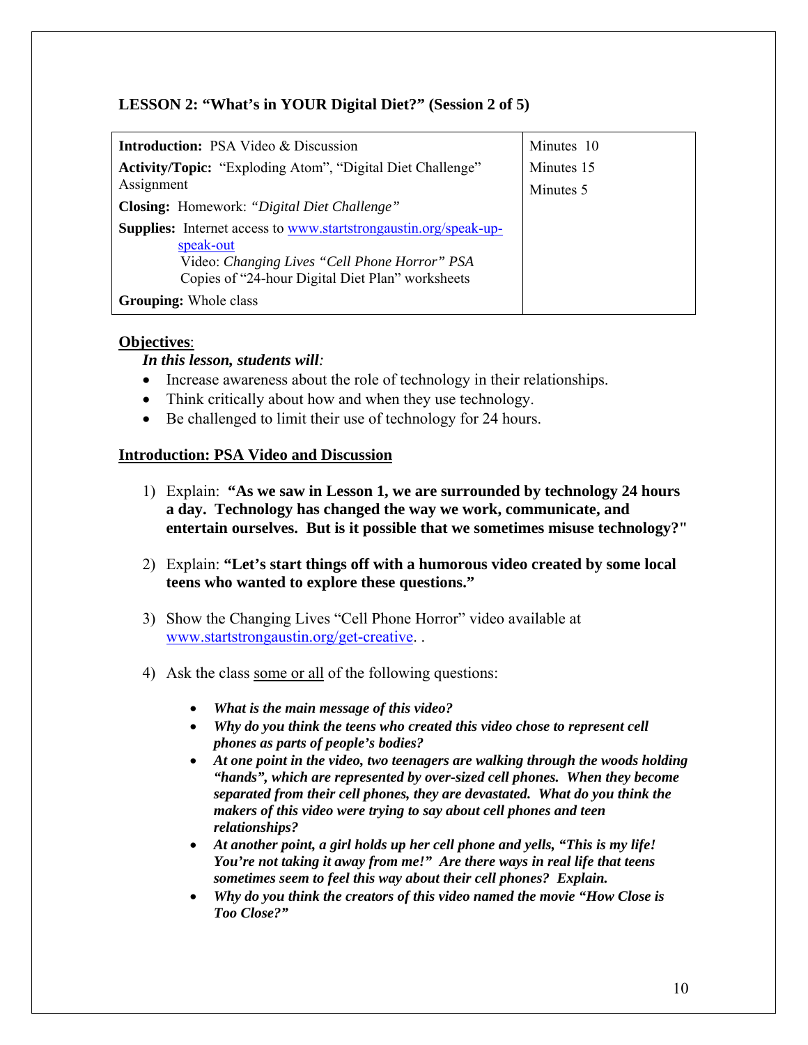## LESSON 2: "What's in YOUR Digital Diet?" (Session 2 of 5)

| | |
|---|---|
| **Introduction:** PSA Video & Discussion | Minutes 10 |
| **Activity/Topic:** "Exploding Atom", "Digital Diet Challenge" Assignment | Minutes 15 |
| **Closing:** Homework: *"Digital Diet Challenge"* | Minutes 5 |
| **Supplies:** Internet access to www.startstrongaustin.org/speak-up-speak-out<br>Video: *Changing Lives "Cell Phone Horror" PSA*<br>Copies of "24-hour Digital Diet Plan" worksheets | |
| **Grouping:** Whole class | |

**Objectives**:

***In this lesson, students will:***

- Increase awareness about the role of technology in their relationships.
- Think critically about how and when they use technology.
- Be challenged to limit their use of technology for 24 hours.

**Introduction: PSA Video and Discussion**

1) Explain: **"As we saw in Lesson 1, we are surrounded by technology 24 hours a day. Technology has changed the way we work, communicate, and entertain ourselves. But is it possible that we sometimes misuse technology?"**

2) Explain: **"Let's start things off with a humorous video created by some local teens who wanted to explore these questions."**

3) Show the Changing Lives "Cell Phone Horror" video available at www.startstrongaustin.org/get-creative. .

4) Ask the class some or all of the following questions:

   - ***What is the main message of this video?***
   - ***Why do you think the teens who created this video chose to represent cell phones as parts of people's bodies?***
   - ***At one point in the video, two teenagers are walking through the woods holding "hands", which are represented by over-sized cell phones. When they become separated from their cell phones, they are devastated. What do you think the makers of this video were trying to say about cell phones and teen relationships?***
   - ***At another point, a girl holds up her cell phone and yells, "This is my life! You're not taking it away from me!" Are there ways in real life that teens sometimes seem to feel this way about their cell phones? Explain.***
   - ***Why do you think the creators of this video named the movie "How Close is Too Close?"***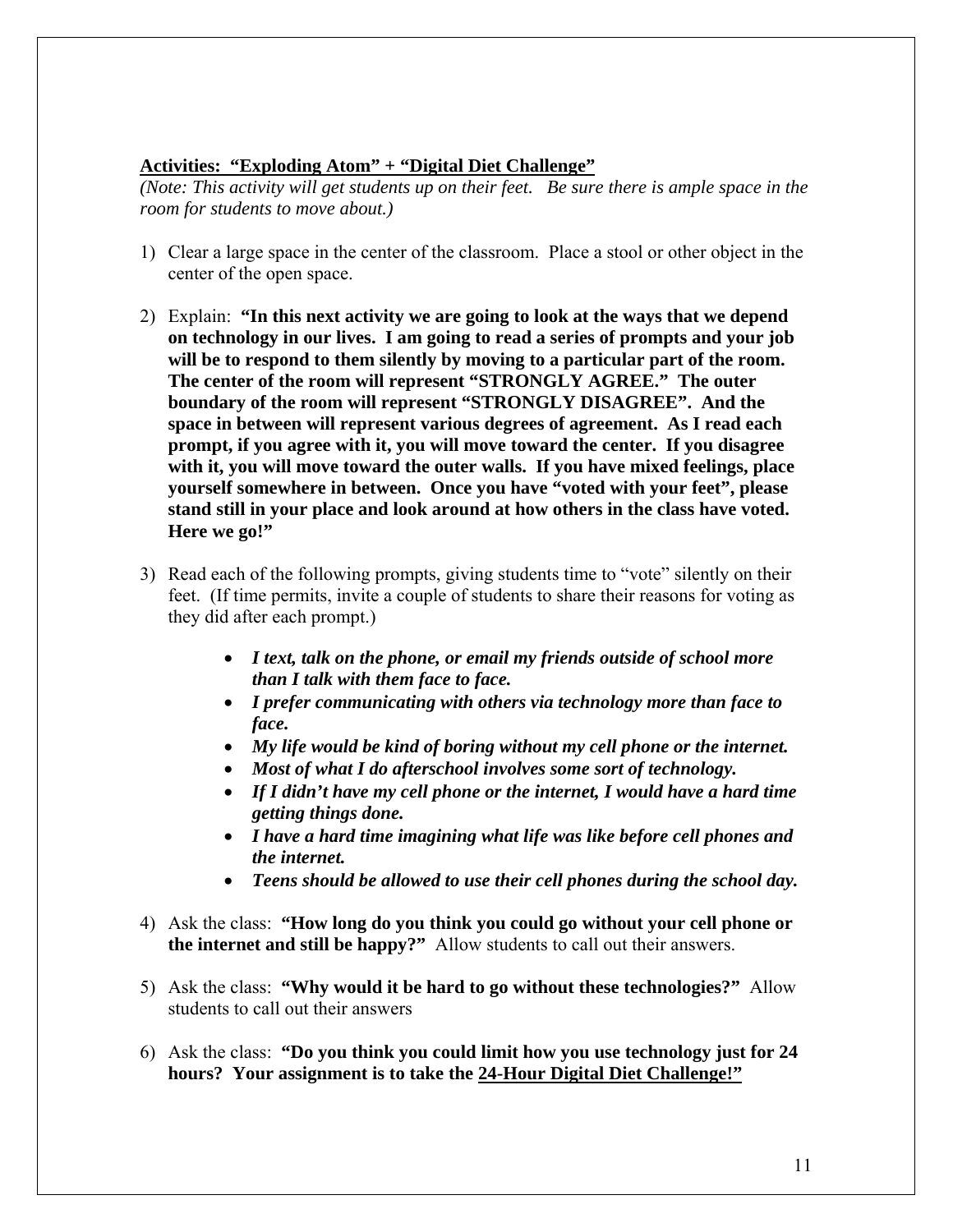**<u>Activities: "Exploding Atom" + "Digital Diet Challenge"</u>**

*(Note: This activity will get students up on their feet. Be sure there is ample space in the room for students to move about.)*

1) Clear a large space in the center of the classroom. Place a stool or other object in the center of the open space.

2) Explain: **"In this next activity we are going to look at the ways that we depend on technology in our lives. I am going to read a series of prompts and your job will be to respond to them silently by moving to a particular part of the room. The center of the room will represent "STRONGLY AGREE." The outer boundary of the room will represent "STRONGLY DISAGREE". And the space in between will represent various degrees of agreement. As I read each prompt, if you agree with it, you will move toward the center. If you disagree with it, you will move toward the outer walls. If you have mixed feelings, place yourself somewhere in between. Once you have "voted with your feet", please stand still in your place and look around at how others in the class have voted. Here we go!"**

3) Read each of the following prompts, giving students time to "vote" silently on their feet. (If time permits, invite a couple of students to share their reasons for voting as they did after each prompt.)

   - ***I text, talk on the phone, or email my friends outside of school more than I talk with them face to face.***
   - ***I prefer communicating with others via technology more than face to face.***
   - ***My life would be kind of boring without my cell phone or the internet.***
   - ***Most of what I do afterschool involves some sort of technology.***
   - ***If I didn't have my cell phone or the internet, I would have a hard time getting things done.***
   - ***I have a hard time imagining what life was like before cell phones and the internet.***
   - ***Teens should be allowed to use their cell phones during the school day.***

4) Ask the class: **"How long do you think you could go without your cell phone or the internet and still be happy?"** Allow students to call out their answers.

5) Ask the class: **"Why would it be hard to go without these technologies?"** Allow students to call out their answers

6) Ask the class: **"Do you think you could limit how you use technology just for 24 hours? Your assignment is to take the <u>24-Hour Digital Diet Challenge!"</u>**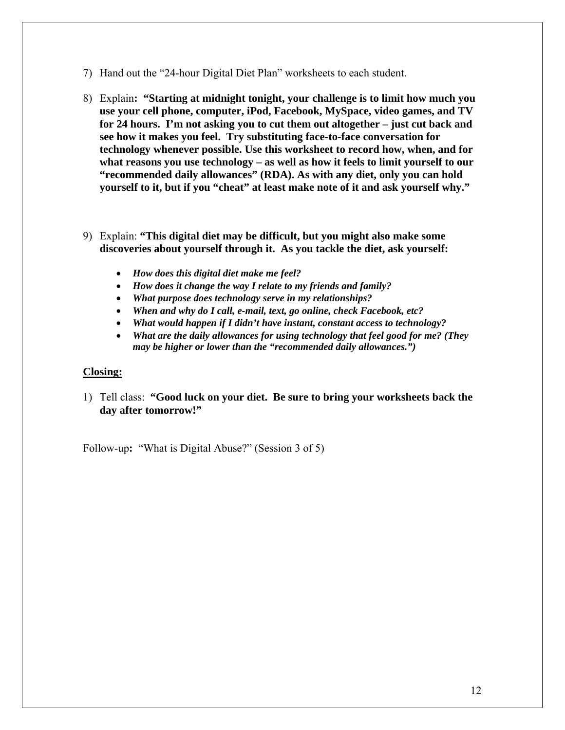7) Hand out the “24-hour Digital Diet Plan” worksheets to each student.

8) Explain**: “Starting at midnight tonight, your challenge is to limit how much you use your cell phone, computer, iPod, Facebook, MySpace, video games, and TV for 24 hours. I’m not asking you to cut them out altogether – just cut back and see how it makes you feel. Try substituting face-to-face conversation for technology whenever possible. Use this worksheet to record how, when, and for what reasons you use technology – as well as how it feels to limit yourself to our “recommended daily allowances” (RDA). As with any diet, only you can hold yourself to it, but if you “cheat” at least make note of it and ask yourself why.”**

9) Explain: **“This digital diet may be difficult, but you might also make some discoveries about yourself through it. As you tackle the diet, ask yourself:**

   - ***How does this digital diet make me feel?***
   - ***How does it change the way I relate to my friends and family?***
   - ***What purpose does technology serve in my relationships?***
   - ***When and why do I call, e-mail, text, go online, check Facebook, etc?***
   - ***What would happen if I didn’t have instant, constant access to technology?***
   - ***What are the daily allowances for using technology that feel good for me? (They may be higher or lower than the “recommended daily allowances.”)***

**Closing:**

1) Tell class: **“Good luck on your diet. Be sure to bring your worksheets back the day after tomorrow!”**

Follow-up**:** “What is Digital Abuse?” (Session 3 of 5)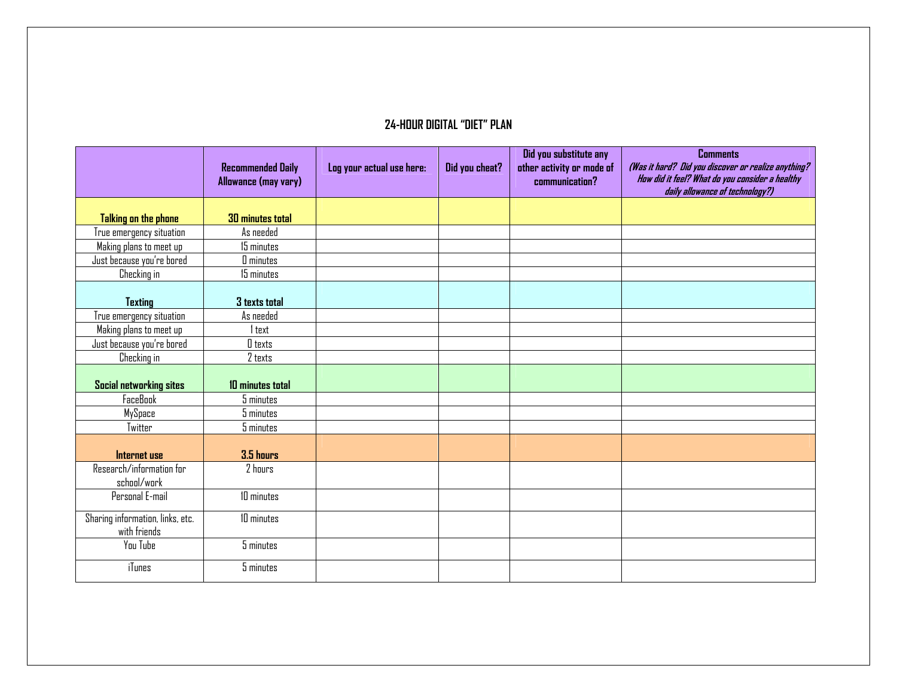## 24-HOUR DIGITAL "DIET" PLAN

| | Recommended Daily Allowance (may vary) | Log your actual use here: | Did you cheat? | Did you substitute any other activity or mode of communication? | Comments *(Was it hard? Did you discover or realize anything? How did it feel? What do you consider a healthy daily allowance of technology?)* |
|---|---|---|---|---|---|
| **Talking on the phone** | **30 minutes total** | | | | |
| True emergency situation | As needed | | | | |
| Making plans to meet up | 15 minutes | | | | |
| Just because you're bored | 0 minutes | | | | |
| Checking in | 15 minutes | | | | |
| **Texting** | **3 texts total** | | | | |
| True emergency situation | As needed | | | | |
| Making plans to meet up | 1 text | | | | |
| Just because you're bored | 0 texts | | | | |
| Checking in | 2 texts | | | | |
| **Social networking sites** | **10 minutes total** | | | | |
| FaceBook | 5 minutes | | | | |
| MySpace | 5 minutes | | | | |
| Twitter | 5 minutes | | | | |
| **Internet use** | **3.5 hours** | | | | |
| Research/information for school/work | 2 hours | | | | |
| Personal E-mail | 10 minutes | | | | |
| Sharing information, links, etc. with friends | 10 minutes | | | | |
| You Tube | 5 minutes | | | | |
| iTunes | 5 minutes | | | | |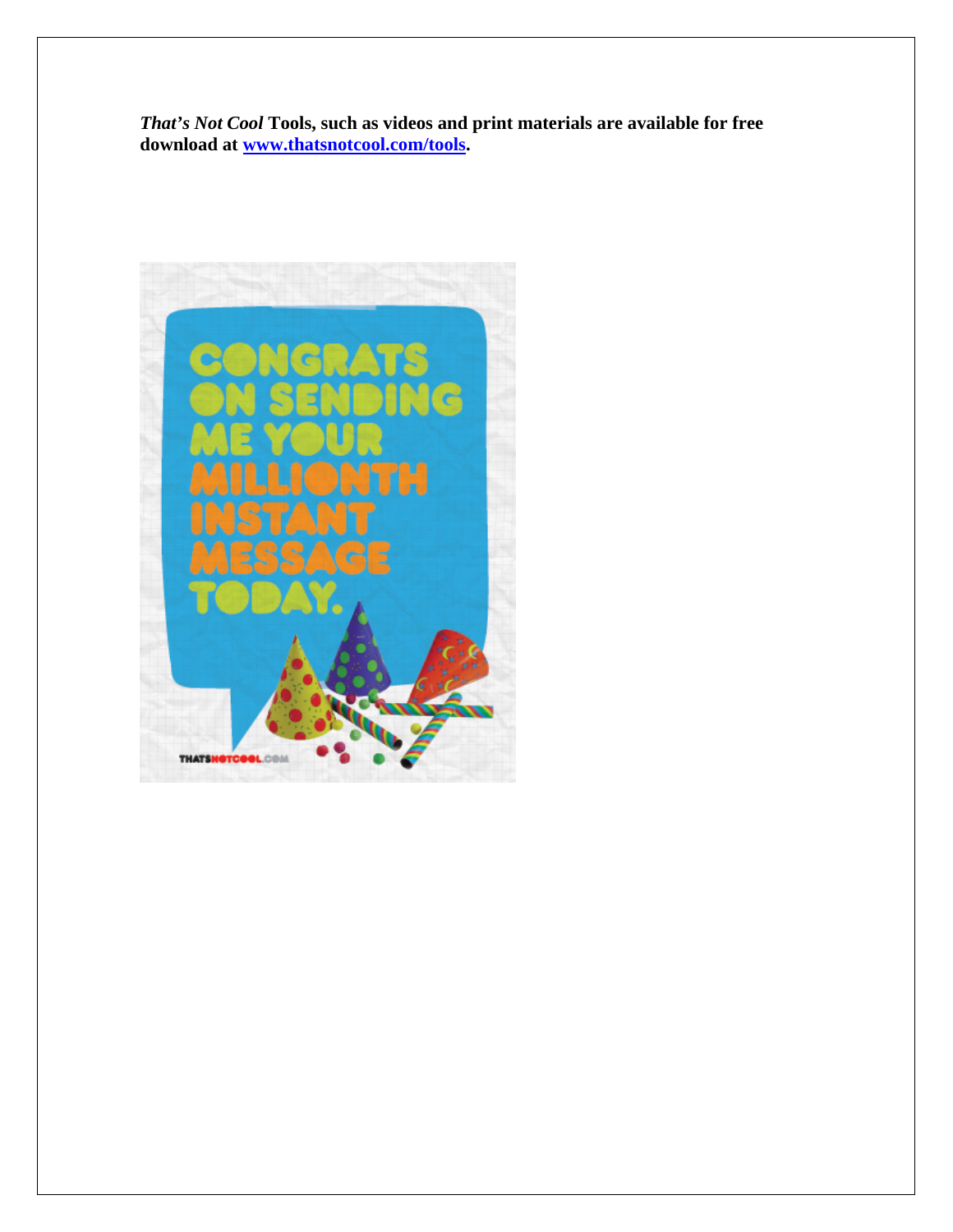***That's Not Cool*** **Tools, such as videos and print materials are available for free download at [www.thatsnotcool.com/tools](www.thatsnotcool.com/tools).**

CONGRATS ON SENDING ME YOUR MILLIONTH INSTANT MESSAGE TODAY.

THATSNOTCOOL.COM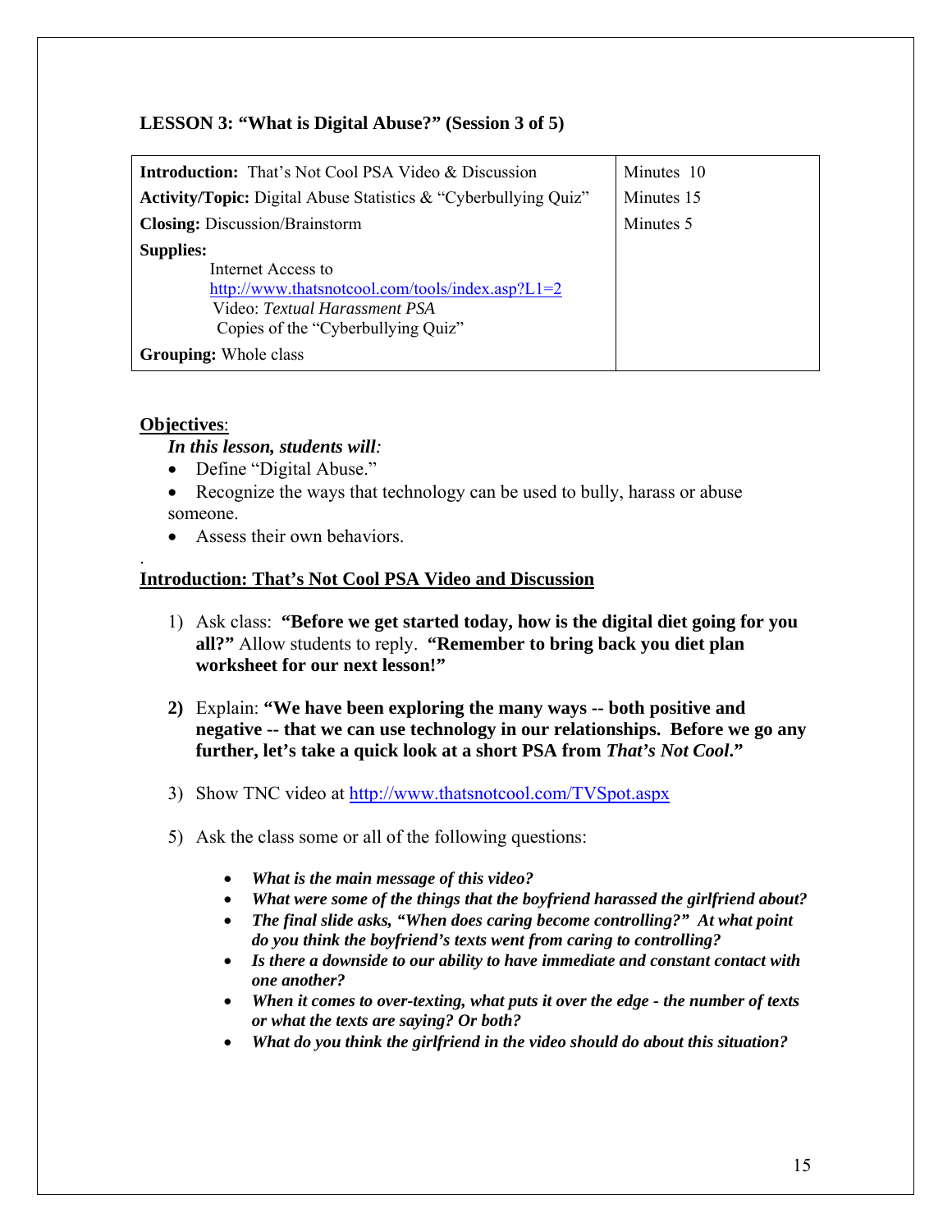### LESSON 3: "What is Digital Abuse?" (Session 3 of 5)

| | |
|---|---|
| **Introduction:** That's Not Cool PSA Video & Discussion | Minutes 10 |
| **Activity/Topic:** Digital Abuse Statistics & "Cyberbullying Quiz" | Minutes 15 |
| **Closing:** Discussion/Brainstorm | Minutes 5 |
| **Supplies:** Internet Access to http://www.thatsnotcool.com/tools/index.asp?L1=2 Video: *Textual Harassment PSA* Copies of the "Cyberbullying Quiz" | |
| **Grouping:** Whole class | |

**Objectives**:

***In this lesson, students will:***

- Define "Digital Abuse."
- Recognize the ways that technology can be used to bully, harass or abuse someone.
- Assess their own behaviors.

.

**Introduction: That's Not Cool PSA Video and Discussion**

1) Ask class: **"Before we get started today, how is the digital diet going for you all?"** Allow students to reply. **"Remember to bring back you diet plan worksheet for our next lesson!"**

2) Explain: **"We have been exploring the many ways -- both positive and negative -- that we can use technology in our relationships. Before we go any further, let's take a quick look at a short PSA from *That's Not Cool*."**

3) Show TNC video at http://www.thatsnotcool.com/TVSpot.aspx

5) Ask the class some or all of the following questions:

   - ***What is the main message of this video?***
   - ***What were some of the things that the boyfriend harassed the girlfriend about?***
   - ***The final slide asks, "When does caring become controlling?" At what point do you think the boyfriend's texts went from caring to controlling?***
   - ***Is there a downside to our ability to have immediate and constant contact with one another?***
   - ***When it comes to over-texting, what puts it over the edge - the number of texts or what the texts are saying? Or both?***
   - ***What do you think the girlfriend in the video should do about this situation?***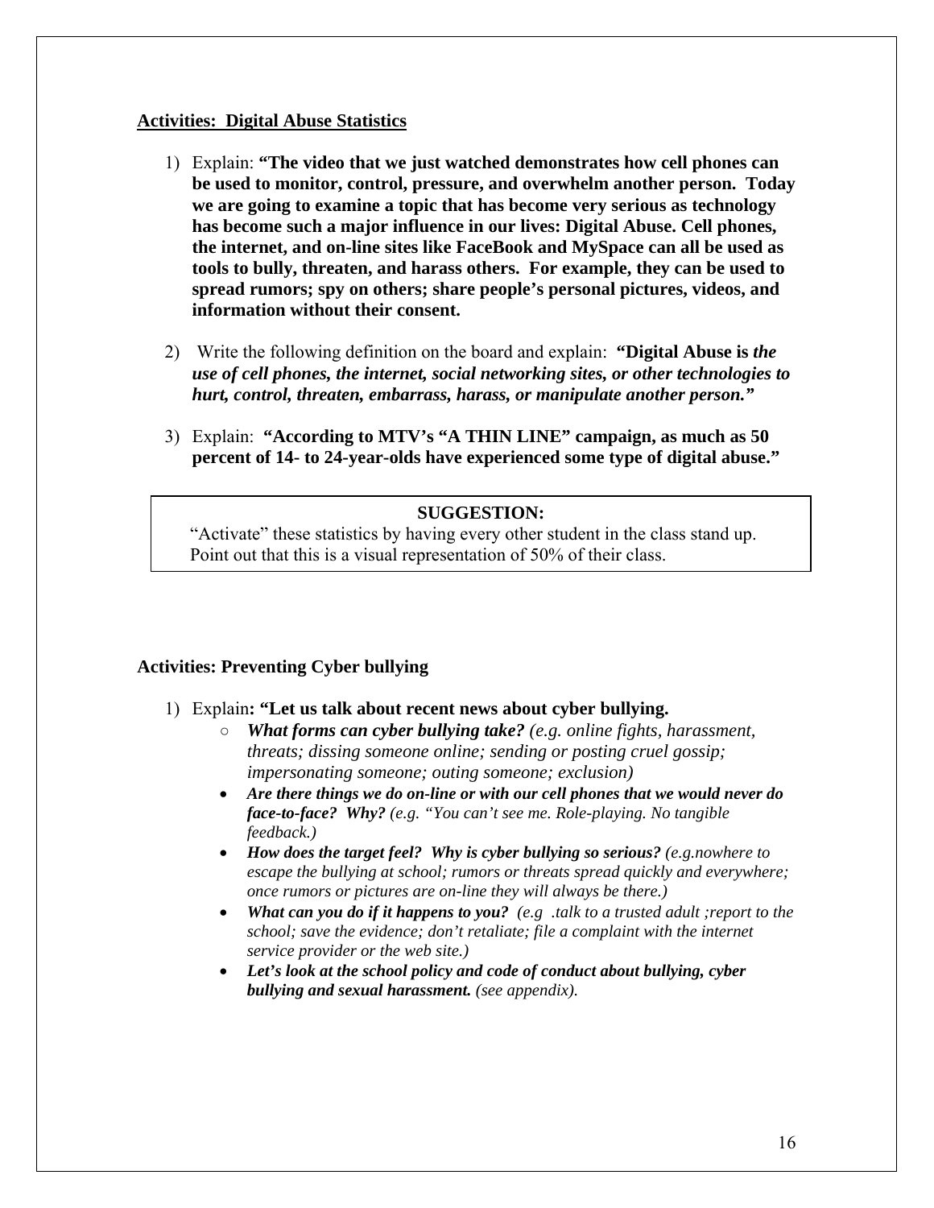**Activities: Digital Abuse Statistics**

1) Explain: **"The video that we just watched demonstrates how cell phones can be used to monitor, control, pressure, and overwhelm another person. Today we are going to examine a topic that has become very serious as technology has become such a major influence in our lives: Digital Abuse. Cell phones, the internet, and on-line sites like FaceBook and MySpace can all be used as tools to bully, threaten, and harass others. For example, they can be used to spread rumors; spy on others; share people's personal pictures, videos, and information without their consent.**

2) Write the following definition on the board and explain: **"Digital Abuse is *the use of cell phones, the internet, social networking sites, or other technologies to hurt, control, threaten, embarrass, harass, or manipulate another person."***

3) Explain: **"According to MTV's "A THIN LINE" campaign, as much as 50 percent of 14- to 24-year-olds have experienced some type of digital abuse."**

> **SUGGESTION:**
> "Activate" these statistics by having every other student in the class stand up. Point out that this is a visual representation of 50% of their class.

**Activities: Preventing Cyber bullying**

1) Explain**: "Let us talk about recent news about cyber bullying.**
   - ***What forms can cyber bullying take?*** *(e.g. online fights, harassment, threats; dissing someone online; sending or posting cruel gossip; impersonating someone; outing someone; exclusion)*
   - ***Are there things we do on-line or with our cell phones that we would never do face-to-face? Why?*** *(e.g. "You can't see me. Role-playing. No tangible feedback.)*
   - ***How does the target feel? Why is cyber bullying so serious?*** *(e.g.nowhere to escape the bullying at school; rumors or threats spread quickly and everywhere; once rumors or pictures are on-line they will always be there.)*
   - ***What can you do if it happens to you?*** *(e.g .talk to a trusted adult ;report to the school; save the evidence; don't retaliate; file a complaint with the internet service provider or the web site.)*
   - ***Let's look at the school policy and code of conduct about bullying, cyber bullying and sexual harassment.*** *(see appendix).*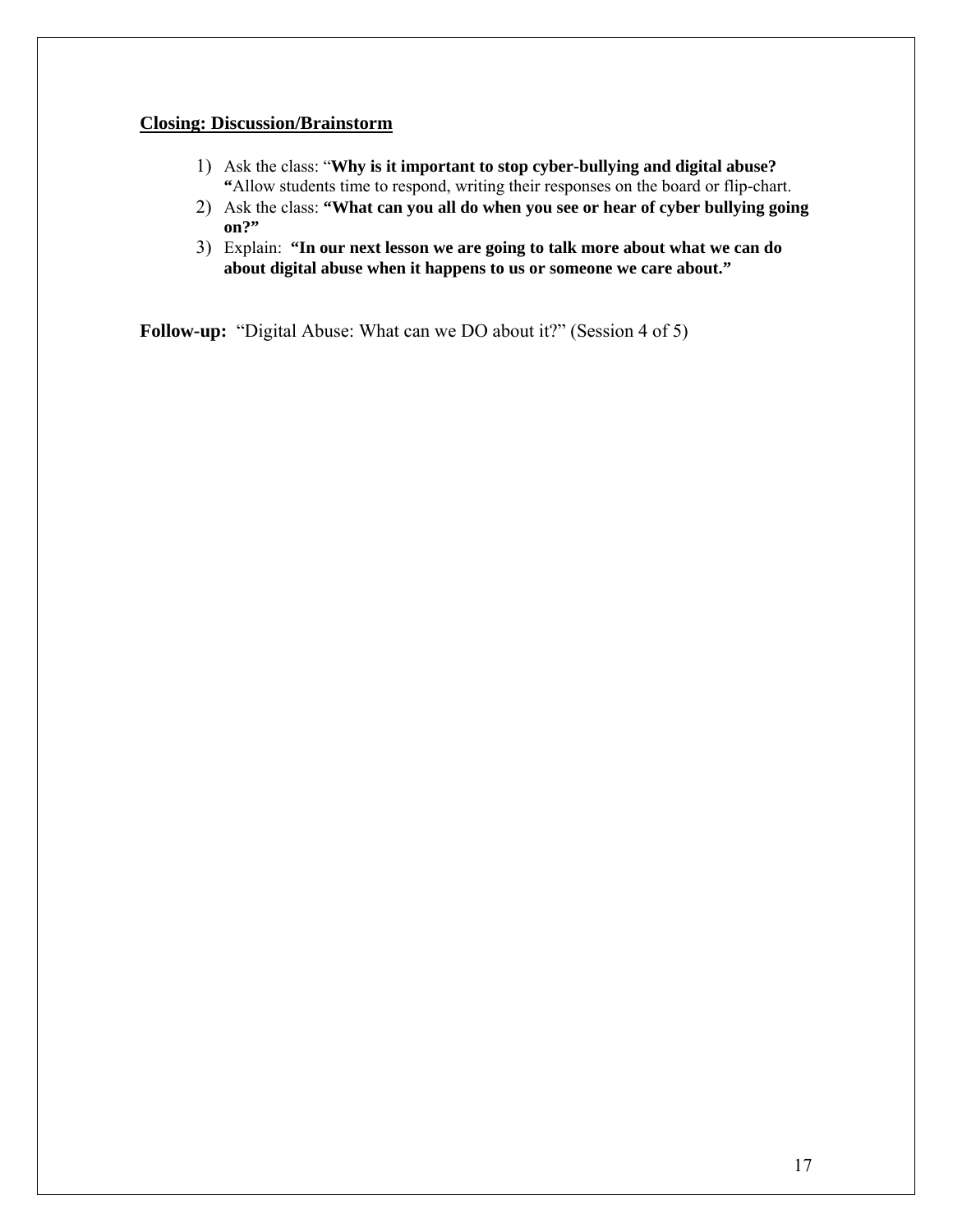**Closing: Discussion/Brainstorm**

1) Ask the class: "**Why is it important to stop cyber-bullying and digital abuse? "**Allow students time to respond, writing their responses on the board or flip-chart.
2) Ask the class: **"What can you all do when you see or hear of cyber bullying going on?"**
3) Explain: **"In our next lesson we are going to talk more about what we can do about digital abuse when it happens to us or someone we care about."**

**Follow-up:** "Digital Abuse: What can we DO about it?" (Session 4 of 5)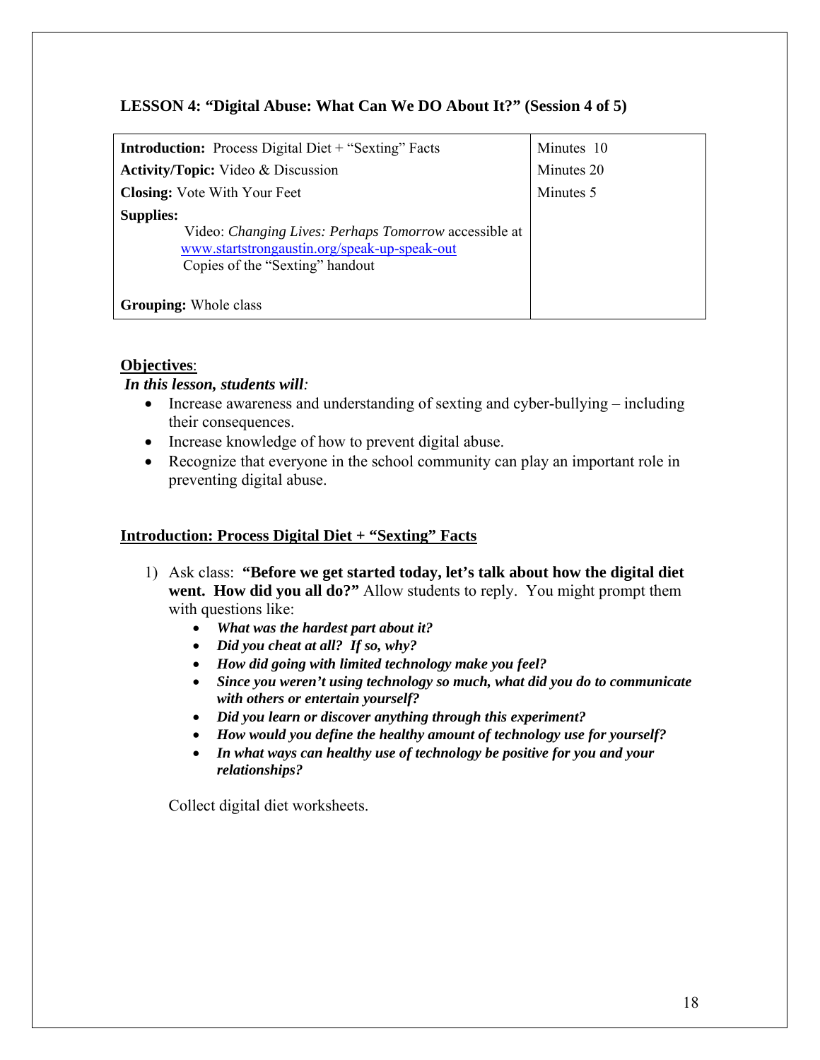## LESSON 4: "Digital Abuse: What Can We DO About It?" (Session 4 of 5)

| | |
|---|---|
| **Introduction:** Process Digital Diet + "Sexting" Facts | Minutes 10 |
| **Activity/Topic:** Video & Discussion | Minutes 20 |
| **Closing:** Vote With Your Feet | Minutes 5 |
| **Supplies:** Video: *Changing Lives: Perhaps Tomorrow* accessible at www.startstrongaustin.org/speak-up-speak-out Copies of the "Sexting" handout | |
| **Grouping:** Whole class | |

### Objectives:

***In this lesson, students will:***

- Increase awareness and understanding of sexting and cyber-bullying – including their consequences.
- Increase knowledge of how to prevent digital abuse.
- Recognize that everyone in the school community can play an important role in preventing digital abuse.

### Introduction: Process Digital Diet + "Sexting" Facts

1) Ask class: **"Before we get started today, let's talk about how the digital diet went. How did you all do?"** Allow students to reply. You might prompt them with questions like:
   - ***What was the hardest part about it?***
   - ***Did you cheat at all? If so, why?***
   - ***How did going with limited technology make you feel?***
   - ***Since you weren't using technology so much, what did you do to communicate with others or entertain yourself?***
   - ***Did you learn or discover anything through this experiment?***
   - ***How would you define the healthy amount of technology use for yourself?***
   - ***In what ways can healthy use of technology be positive for you and your relationships?***

   Collect digital diet worksheets.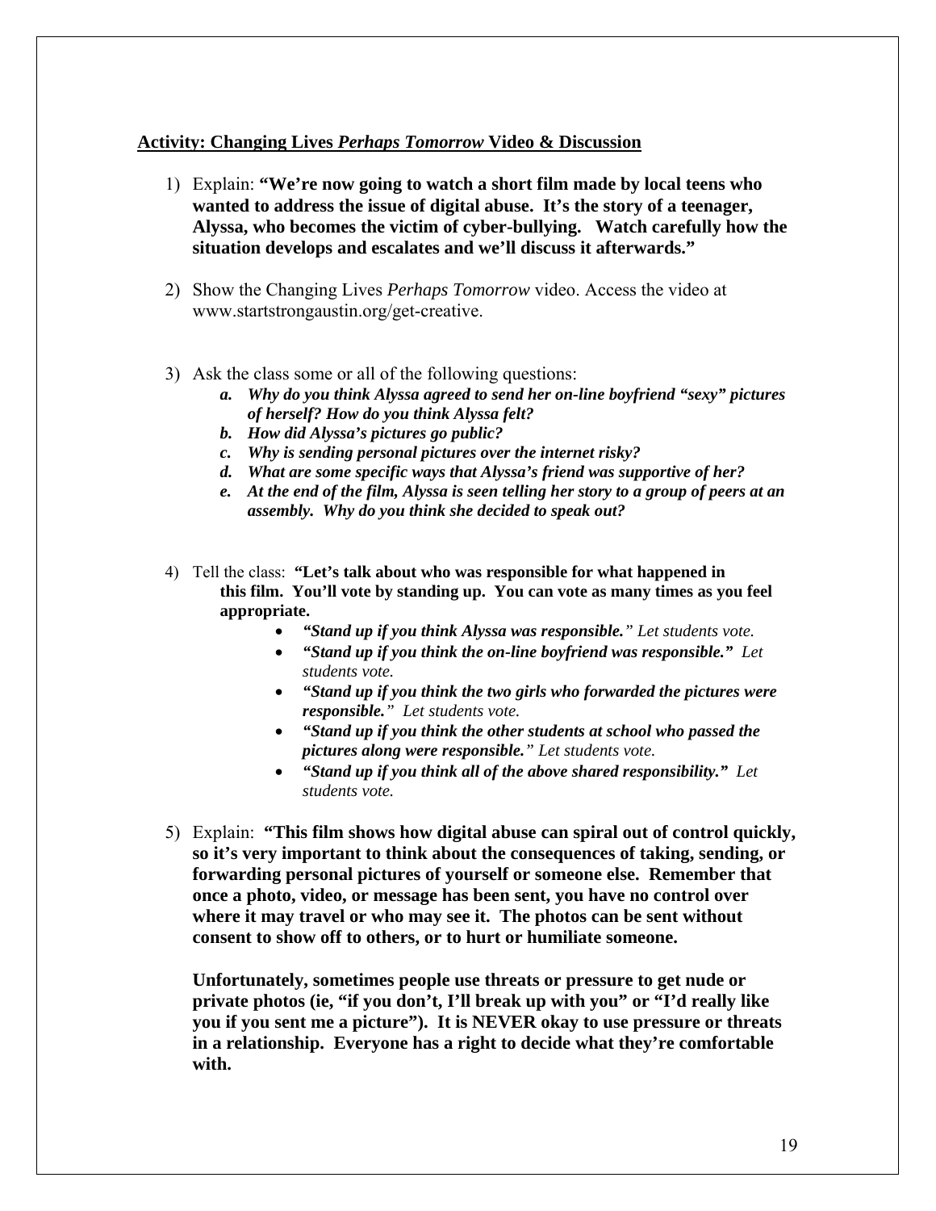**<u>Activity: Changing Lives *Perhaps Tomorrow* Video & Discussion</u>**

1) Explain: **"We're now going to watch a short film made by local teens who wanted to address the issue of digital abuse. It's the story of a teenager, Alyssa, who becomes the victim of cyber-bullying. Watch carefully how the situation develops and escalates and we'll discuss it afterwards."**

2) Show the Changing Lives *Perhaps Tomorrow* video. Access the video at www.startstrongaustin.org/get-creative.

3) Ask the class some or all of the following questions:
   - ***a. Why do you think Alyssa agreed to send her on-line boyfriend "sexy" pictures of herself? How do you think Alyssa felt?***
   - ***b. How did Alyssa's pictures go public?***
   - ***c. Why is sending personal pictures over the internet risky?***
   - ***d. What are some specific ways that Alyssa's friend was supportive of her?***
   - ***e. At the end of the film, Alyssa is seen telling her story to a group of peers at an assembly. Why do you think she decided to speak out?***

4) Tell the class: **"Let's talk about who was responsible for what happened in this film. You'll vote by standing up. You can vote as many times as you feel appropriate.**
   - ***"Stand up if you think Alyssa was responsible."*** *Let students vote.*
   - ***"Stand up if you think the on-line boyfriend was responsible."*** *Let students vote.*
   - ***"Stand up if you think the two girls who forwarded the pictures were responsible."*** *Let students vote.*
   - ***"Stand up if you think the other students at school who passed the pictures along were responsible."*** *Let students vote.*
   - ***"Stand up if you think all of the above shared responsibility."*** *Let students vote.*

5) Explain: **"This film shows how digital abuse can spiral out of control quickly, so it's very important to think about the consequences of taking, sending, or forwarding personal pictures of yourself or someone else. Remember that once a photo, video, or message has been sent, you have no control over where it may travel or who may see it. The photos can be sent without consent to show off to others, or to hurt or humiliate someone.**

   **Unfortunately, sometimes people use threats or pressure to get nude or private photos (ie, "if you don't, I'll break up with you" or "I'd really like you if you sent me a picture"). It is NEVER okay to use pressure or threats in a relationship. Everyone has a right to decide what they're comfortable with.**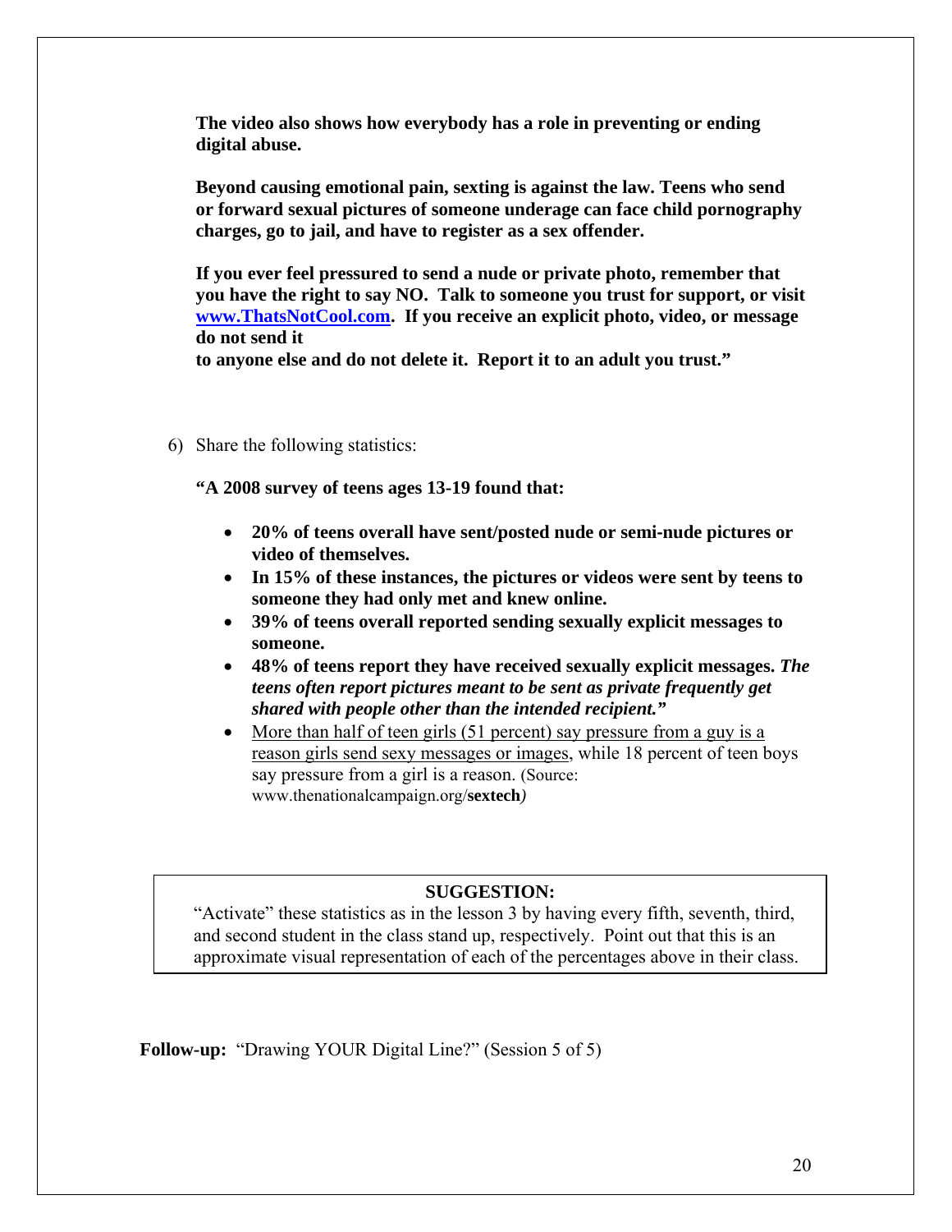**The video also shows how everybody has a role in preventing or ending digital abuse.**

**Beyond causing emotional pain, sexting is against the law. Teens who send or forward sexual pictures of someone underage can face child pornography charges, go to jail, and have to register as a sex offender.**

**If you ever feel pressured to send a nude or private photo, remember that you have the right to say NO. Talk to someone you trust for support, or visit [www.ThatsNotCool.com](www.ThatsNotCool.com). If you receive an explicit photo, video, or message do not send it to anyone else and do not delete it. Report it to an adult you trust."**

6) Share the following statistics:

   **"A 2008 survey of teens ages 13-19 found that:**

   - **20% of teens overall have sent/posted nude or semi-nude pictures or video of themselves.**
   - **In 15% of these instances, the pictures or videos were sent by teens to someone they had only met and knew online.**
   - **39% of teens overall reported sending sexually explicit messages to someone.**
   - **48% of teens report they have received sexually explicit messages.** ***The teens often report pictures meant to be sent as private frequently get shared with people other than the intended recipient."***
   - More than half of teen girls (51 percent) say pressure from a guy is a reason girls send sexy messages or images, while 18 percent of teen boys say pressure from a girl is a reason. (Source: www.thenationalcampaign.org/**sextech***)*

> **SUGGESTION:**
>
> "Activate" these statistics as in the lesson 3 by having every fifth, seventh, third, and second student in the class stand up, respectively. Point out that this is an approximate visual representation of each of the percentages above in their class.

**Follow-up:** "Drawing YOUR Digital Line?" (Session 5 of 5)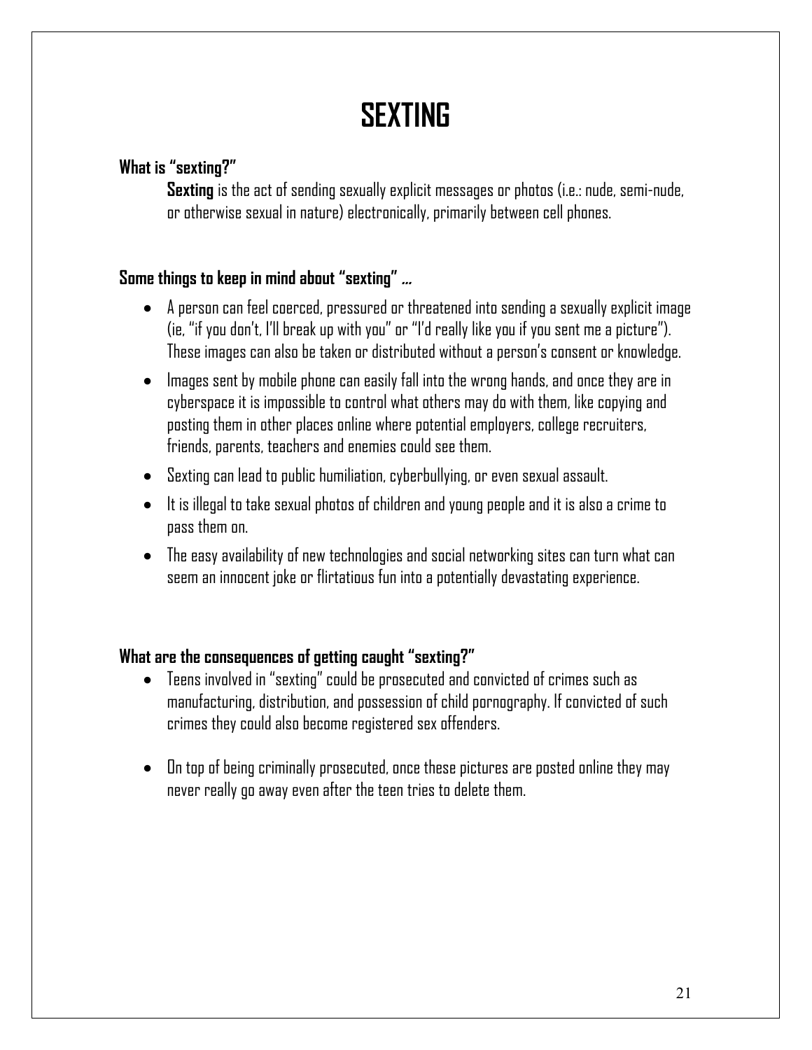# SEXTING

### What is "sexting?"

**Sexting** is the act of sending sexually explicit messages or photos (i.e.: nude, semi-nude, or otherwise sexual in nature) electronically, primarily between cell phones.

### Some things to keep in mind about "sexting" …

- A person can feel coerced, pressured or threatened into sending a sexually explicit image (ie, "if you don't, I'll break up with you" or "I'd really like you if you sent me a picture"). These images can also be taken or distributed without a person's consent or knowledge.
- Images sent by mobile phone can easily fall into the wrong hands, and once they are in cyberspace it is impossible to control what others may do with them, like copying and posting them in other places online where potential employers, college recruiters, friends, parents, teachers and enemies could see them.
- Sexting can lead to public humiliation, cyberbullying, or even sexual assault.
- It is illegal to take sexual photos of children and young people and it is also a crime to pass them on.
- The easy availability of new technologies and social networking sites can turn what can seem an innocent joke or flirtatious fun into a potentially devastating experience.

### What are the consequences of getting caught "sexting?"

- Teens involved in "sexting" could be prosecuted and convicted of crimes such as manufacturing, distribution, and possession of child pornography. If convicted of such crimes they could also become registered sex offenders.
- On top of being criminally prosecuted, once these pictures are posted online they may never really go away even after the teen tries to delete them.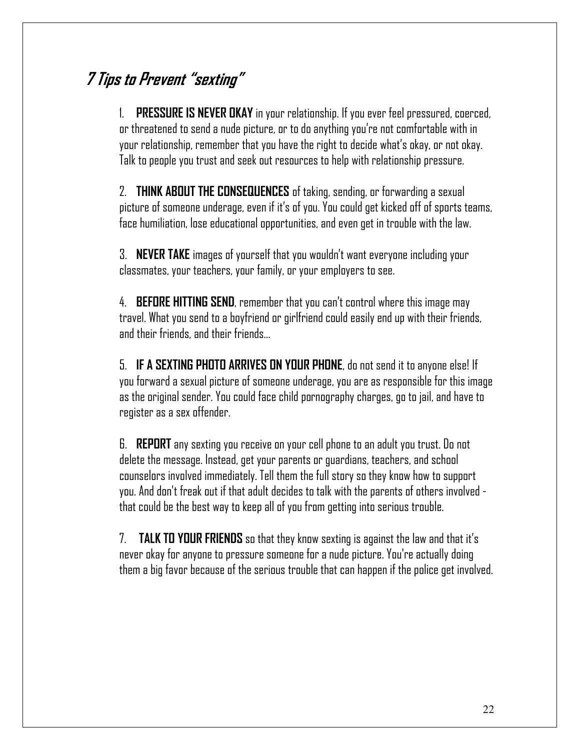## *7 Tips to Prevent "sexting"*

1. **PRESSURE IS NEVER OKAY** in your relationship. If you ever feel pressured, coerced, or threatened to send a nude picture, or to do anything you're not comfortable with in your relationship, remember that you have the right to decide what's okay, or not okay. Talk to people you trust and seek out resources to help with relationship pressure.

2. **THINK ABOUT THE CONSEQUENCES** of taking, sending, or forwarding a sexual picture of someone underage, even if it's of you. You could get kicked off of sports teams, face humiliation, lose educational opportunities, and even get in trouble with the law.

3. **NEVER TAKE** images of yourself that you wouldn't want everyone including your classmates, your teachers, your family, or your employers to see.

4. **BEFORE HITTING SEND**, remember that you can't control where this image may travel. What you send to a boyfriend or girlfriend could easily end up with their friends, and their friends, and their friends…

5. **IF A SEXTING PHOTO ARRIVES ON YOUR PHONE**, do not send it to anyone else! If you forward a sexual picture of someone underage, you are as responsible for this image as the original sender. You could face child pornography charges, go to jail, and have to register as a sex offender.

6. **REPORT** any sexting you receive on your cell phone to an adult you trust. Do not delete the message. Instead, get your parents or guardians, teachers, and school counselors involved immediately. Tell them the full story so they know how to support you. And don't freak out if that adult decides to talk with the parents of others involved - that could be the best way to keep all of you from getting into serious trouble.

7. **TALK TO YOUR FRIENDS** so that they know sexting is against the law and that it's never okay for anyone to pressure someone for a nude picture. You're actually doing them a big favor because of the serious trouble that can happen if the police get involved.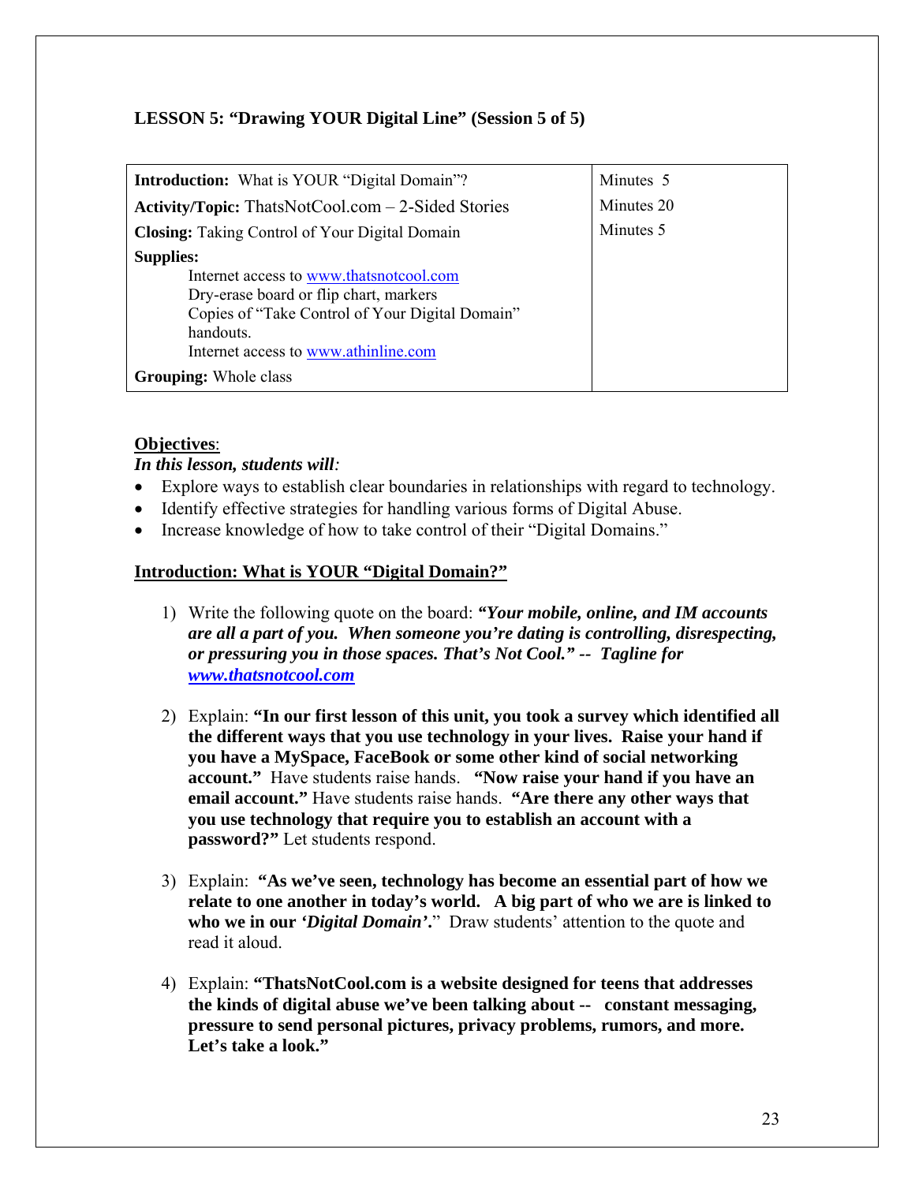## LESSON 5: "Drawing YOUR Digital Line" (Session 5 of 5)

| | |
|---|---|
| **Introduction:** What is YOUR "Digital Domain"? | Minutes 5 |
| **Activity/Topic:** ThatsNotCool.com – 2-Sided Stories | Minutes 20 |
| **Closing:** Taking Control of Your Digital Domain | Minutes 5 |
| **Supplies:**<br>Internet access to www.thatsnotcool.com<br>Dry-erase board or flip chart, markers<br>Copies of "Take Control of Your Digital Domain" handouts.<br>Internet access to www.athinline.com | |
| **Grouping:** Whole class | |

**Objectives**:

***In this lesson, students will:***

- Explore ways to establish clear boundaries in relationships with regard to technology.
- Identify effective strategies for handling various forms of Digital Abuse.
- Increase knowledge of how to take control of their "Digital Domains."

**Introduction: What is YOUR "Digital Domain?"**

1) Write the following quote on the board: ***"Your mobile, online, and IM accounts are all a part of you. When someone you're dating is controlling, disrespecting, or pressuring you in those spaces. That's Not Cool." -- Tagline for www.thatsnotcool.com***

2) Explain: **"In our first lesson of this unit, you took a survey which identified all the different ways that you use technology in your lives. Raise your hand if you have a MySpace, FaceBook or some other kind of social networking account."** Have students raise hands. **"Now raise your hand if you have an email account."** Have students raise hands. **"Are there any other ways that you use technology that require you to establish an account with a password?"** Let students respond.

3) Explain: **"As we've seen, technology has become an essential part of how we relate to one another in today's world. A big part of who we are is linked to who we in our '*Digital Domain*'.**" Draw students' attention to the quote and read it aloud.

4) Explain: **"ThatsNotCool.com is a website designed for teens that addresses the kinds of digital abuse we've been talking about -- constant messaging, pressure to send personal pictures, privacy problems, rumors, and more. Let's take a look."**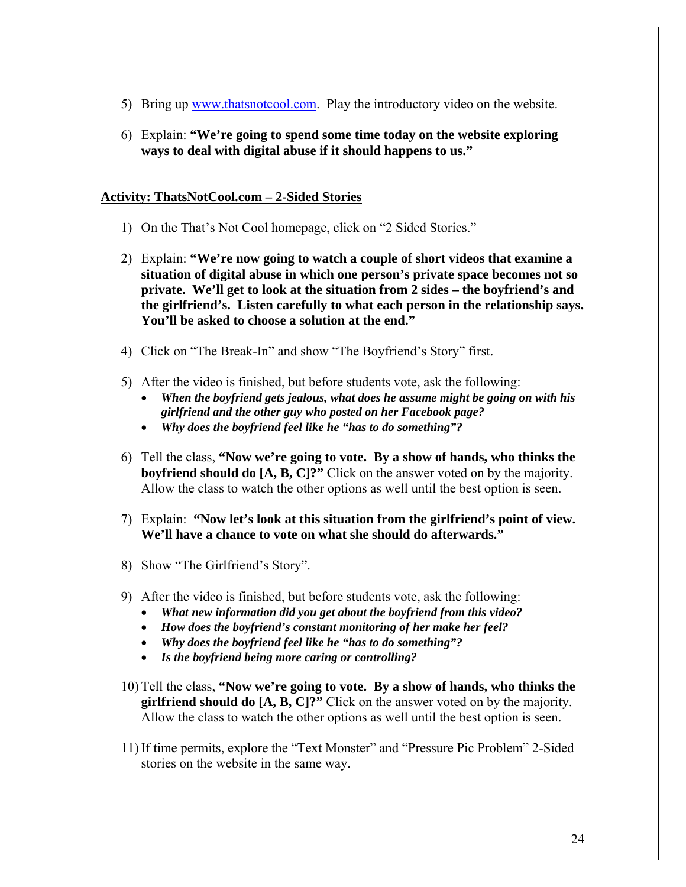5) Bring up www.thatsnotcool.com. Play the introductory video on the website.

6) Explain: **"We're going to spend some time today on the website exploring ways to deal with digital abuse if it should happens to us."**

**Activity: ThatsNotCool.com – 2-Sided Stories**

1) On the That's Not Cool homepage, click on "2 Sided Stories."

2) Explain: **"We're now going to watch a couple of short videos that examine a situation of digital abuse in which one person's private space becomes not so private. We'll get to look at the situation from 2 sides – the boyfriend's and the girlfriend's. Listen carefully to what each person in the relationship says. You'll be asked to choose a solution at the end."**

4) Click on "The Break-In" and show "The Boyfriend's Story" first.

5) After the video is finished, but before students vote, ask the following:
   - ***When the boyfriend gets jealous, what does he assume might be going on with his girlfriend and the other guy who posted on her Facebook page?***
   - ***Why does the boyfriend feel like he "has to do something"?***

6) Tell the class, **"Now we're going to vote. By a show of hands, who thinks the boyfriend should do [A, B, C]?"** Click on the answer voted on by the majority. Allow the class to watch the other options as well until the best option is seen.

7) Explain: **"Now let's look at this situation from the girlfriend's point of view. We'll have a chance to vote on what she should do afterwards."**

8) Show "The Girlfriend's Story".

9) After the video is finished, but before students vote, ask the following:
   - ***What new information did you get about the boyfriend from this video?***
   - ***How does the boyfriend's constant monitoring of her make her feel?***
   - ***Why does the boyfriend feel like he "has to do something"?***
   - ***Is the boyfriend being more caring or controlling?***

10) Tell the class, **"Now we're going to vote. By a show of hands, who thinks the girlfriend should do [A, B, C]?"** Click on the answer voted on by the majority. Allow the class to watch the other options as well until the best option is seen.

11) If time permits, explore the "Text Monster" and "Pressure Pic Problem" 2-Sided stories on the website in the same way.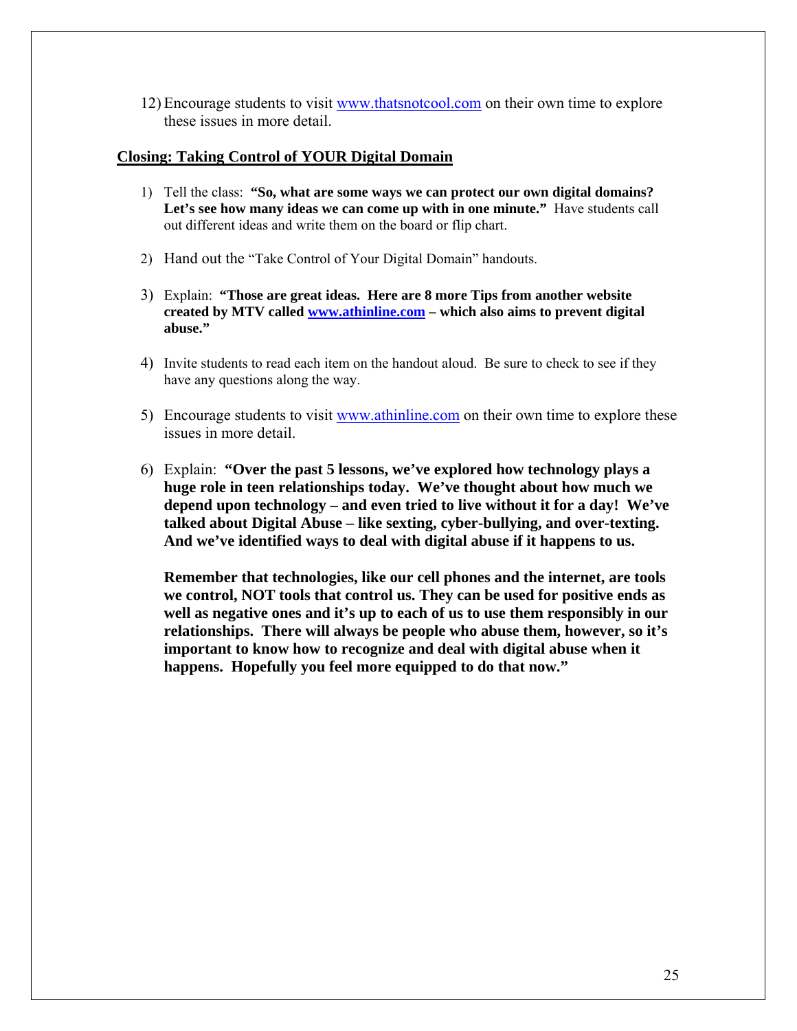12) Encourage students to visit [www.thatsnotcool.com](http://www.thatsnotcool.com) on their own time to explore these issues in more detail.

**Closing: Taking Control of YOUR Digital Domain**

1) Tell the class: **"So, what are some ways we can protect our own digital domains? Let's see how many ideas we can come up with in one minute."** Have students call out different ideas and write them on the board or flip chart.

2) Hand out the "Take Control of Your Digital Domain" handouts.

3) Explain: **"Those are great ideas. Here are 8 more Tips from another website created by MTV called [www.athinline.com](http://www.athinline.com) – which also aims to prevent digital abuse."**

4) Invite students to read each item on the handout aloud. Be sure to check to see if they have any questions along the way.

5) Encourage students to visit [www.athinline.com](http://www.athinline.com) on their own time to explore these issues in more detail.

6) Explain: **"Over the past 5 lessons, we've explored how technology plays a huge role in teen relationships today. We've thought about how much we depend upon technology – and even tried to live without it for a day! We've talked about Digital Abuse – like sexting, cyber-bullying, and over-texting. And we've identified ways to deal with digital abuse if it happens to us.**

   **Remember that technologies, like our cell phones and the internet, are tools we control, NOT tools that control us. They can be used for positive ends as well as negative ones and it's up to each of us to use them responsibly in our relationships. There will always be people who abuse them, however, so it's important to know how to recognize and deal with digital abuse when it happens. Hopefully you feel more equipped to do that now."**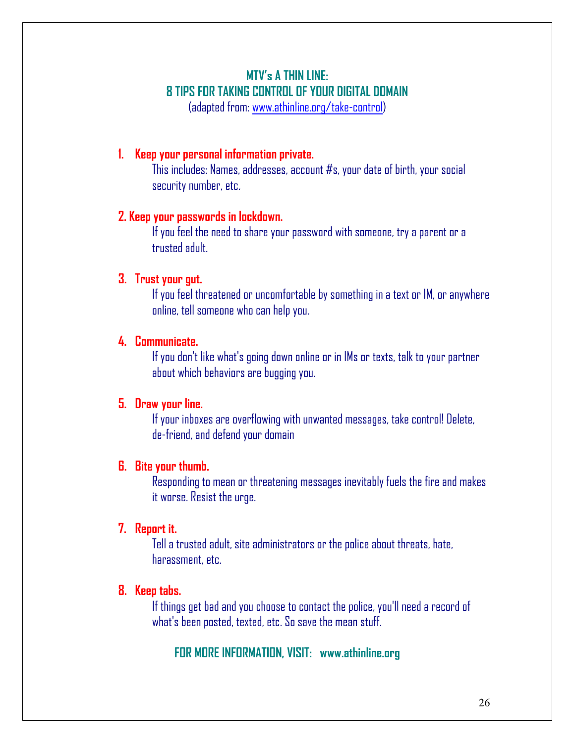## MTV's A THIN LINE:
## 8 TIPS FOR TAKING CONTROL OF YOUR DIGITAL DOMAIN

(adapted from: www.athinline.org/take-control)

1. **Keep your personal information private.**
   This includes: Names, addresses, account #s, your date of birth, your social security number, etc.

2. **Keep your passwords in lockdown.**
   If you feel the need to share your password with someone, try a parent or a trusted adult.

3. **Trust your gut.**
   If you feel threatened or uncomfortable by something in a text or IM, or anywhere online, tell someone who can help you.

4. **Communicate.**
   If you don't like what's going down online or in IMs or texts, talk to your partner about which behaviors are bugging you.

5. **Draw your line.**
   If your inboxes are overflowing with unwanted messages, take control! Delete, de-friend, and defend your domain

6. **Bite your thumb.**
   Responding to mean or threatening messages inevitably fuels the fire and makes it worse. Resist the urge.

7. **Report it.**
   Tell a trusted adult, site administrators or the police about threats, hate, harassment, etc.

8. **Keep tabs.**
   If things get bad and you choose to contact the police, you'll need a record of what's been posted, texted, etc. So save the mean stuff.

**FOR MORE INFORMATION, VISIT: www.athinline.org**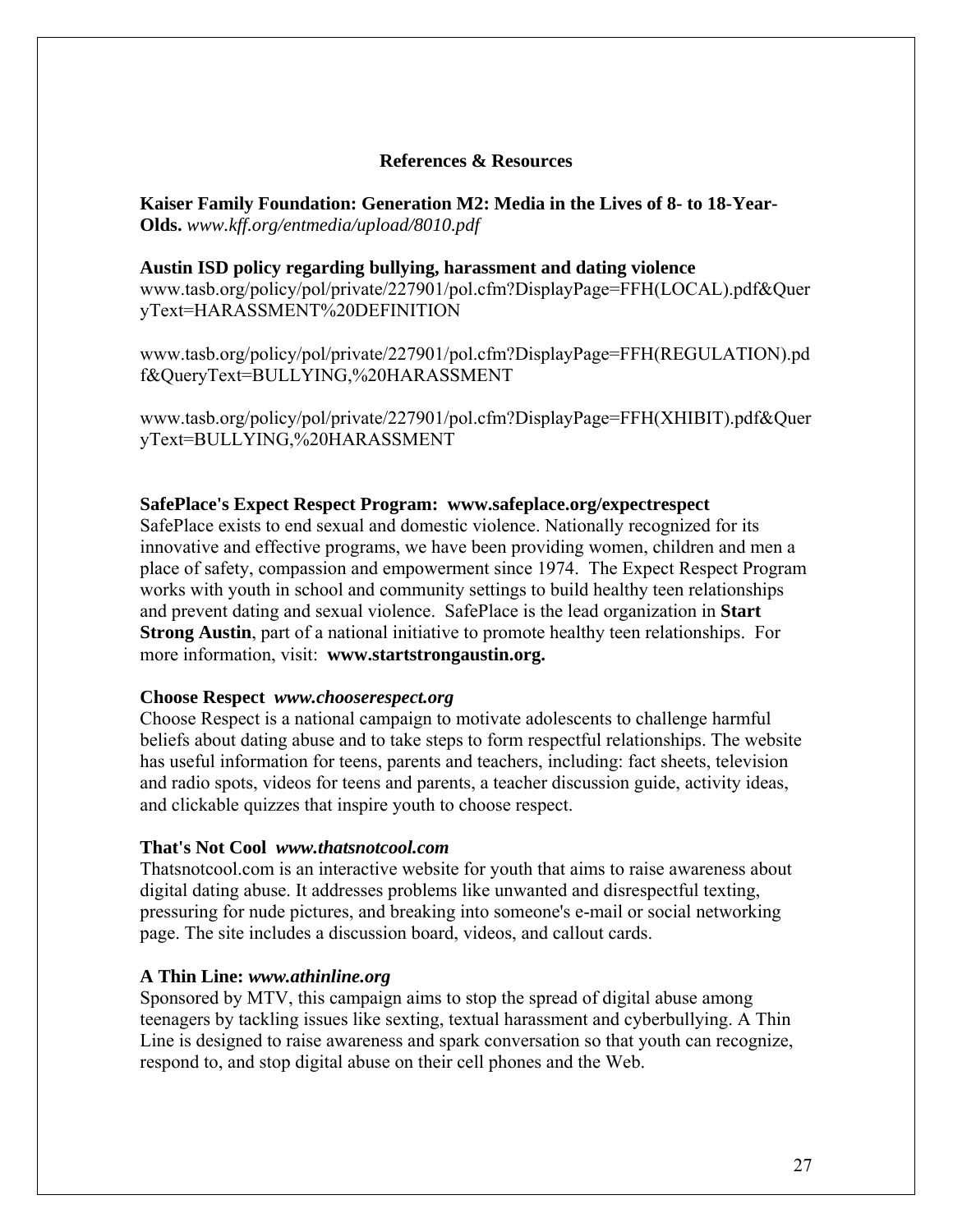## References & Resources

**Kaiser Family Foundation: Generation M2: Media in the Lives of 8- to 18-Year-Olds.** *www.kff.org/entmedia/upload/8010.pdf*

**Austin ISD policy regarding bullying, harassment and dating violence**
www.tasb.org/policy/pol/private/227901/pol.cfm?DisplayPage=FFH(LOCAL).pdf&QueryText=HARASSMENT%20DEFINITION

www.tasb.org/policy/pol/private/227901/pol.cfm?DisplayPage=FFH(REGULATION).pdf&QueryText=BULLYING,%20HARASSMENT

www.tasb.org/policy/pol/private/227901/pol.cfm?DisplayPage=FFH(XHIBIT).pdf&QueryText=BULLYING,%20HARASSMENT

**SafePlace's Expect Respect Program: www.safeplace.org/expectrespect**
SafePlace exists to end sexual and domestic violence. Nationally recognized for its innovative and effective programs, we have been providing women, children and men a place of safety, compassion and empowerment since 1974. The Expect Respect Program works with youth in school and community settings to build healthy teen relationships and prevent dating and sexual violence. SafePlace is the lead organization in **Start Strong Austin**, part of a national initiative to promote healthy teen relationships. For more information, visit: **www.startstrongaustin.org.**

**Choose Respect** ***www.chooserespect.org***
Choose Respect is a national campaign to motivate adolescents to challenge harmful beliefs about dating abuse and to take steps to form respectful relationships. The website has useful information for teens, parents and teachers, including: fact sheets, television and radio spots, videos for teens and parents, a teacher discussion guide, activity ideas, and clickable quizzes that inspire youth to choose respect.

**That's Not Cool** ***www.thatsnotcool.com***
Thatsnotcool.com is an interactive website for youth that aims to raise awareness about digital dating abuse. It addresses problems like unwanted and disrespectful texting, pressuring for nude pictures, and breaking into someone's e-mail or social networking page. The site includes a discussion board, videos, and callout cards.

**A Thin Line:** ***www.athinline.org***
Sponsored by MTV, this campaign aims to stop the spread of digital abuse among teenagers by tackling issues like sexting, textual harassment and cyberbullying. A Thin Line is designed to raise awareness and spark conversation so that youth can recognize, respond to, and stop digital abuse on their cell phones and the Web.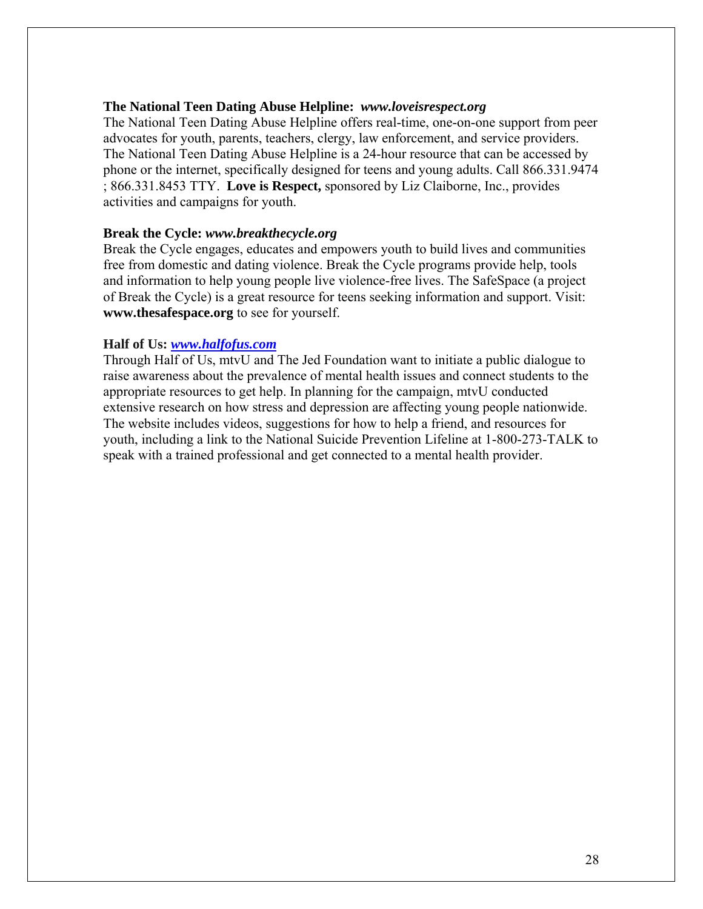**The National Teen Dating Abuse Helpline:** ***www.loveisrespect.org***

The National Teen Dating Abuse Helpline offers real-time, one-on-one support from peer advocates for youth, parents, teachers, clergy, law enforcement, and service providers. The National Teen Dating Abuse Helpline is a 24-hour resource that can be accessed by phone or the internet, specifically designed for teens and young adults. Call 866.331.9474 ; 866.331.8453 TTY. **Love is Respect,** sponsored by Liz Claiborne, Inc., provides activities and campaigns for youth.

**Break the Cycle:** ***www.breakthecycle.org***

Break the Cycle engages, educates and empowers youth to build lives and communities free from domestic and dating violence. Break the Cycle programs provide help, tools and information to help young people live violence-free lives. The SafeSpace (a project of Break the Cycle) is a great resource for teens seeking information and support. Visit: **www.thesafespace.org** to see for yourself.

**Half of Us:** ***www.halfofus.com***

Through Half of Us, mtvU and The Jed Foundation want to initiate a public dialogue to raise awareness about the prevalence of mental health issues and connect students to the appropriate resources to get help. In planning for the campaign, mtvU conducted extensive research on how stress and depression are affecting young people nationwide. The website includes videos, suggestions for how to help a friend, and resources for youth, including a link to the National Suicide Prevention Lifeline at 1-800-273-TALK to speak with a trained professional and get connected to a mental health provider.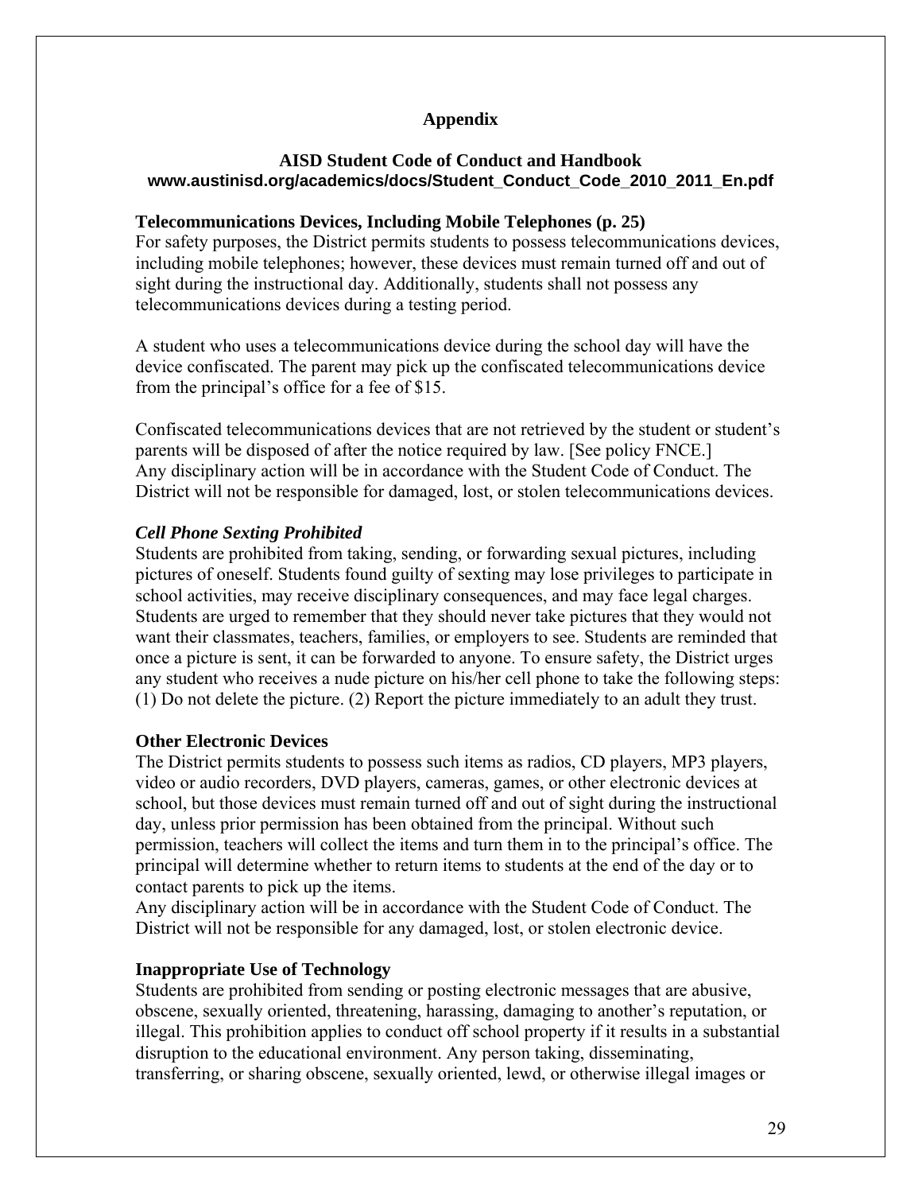## Appendix

### AISD Student Code of Conduct and Handbook
**www.austinisd.org/academics/docs/Student_Conduct_Code_2010_2011_En.pdf**

**Telecommunications Devices, Including Mobile Telephones (p. 25)**

For safety purposes, the District permits students to possess telecommunications devices, including mobile telephones; however, these devices must remain turned off and out of sight during the instructional day. Additionally, students shall not possess any telecommunications devices during a testing period.

A student who uses a telecommunications device during the school day will have the device confiscated. The parent may pick up the confiscated telecommunications device from the principal's office for a fee of $15.

Confiscated telecommunications devices that are not retrieved by the student or student's parents will be disposed of after the notice required by law. [See policy FNCE.] Any disciplinary action will be in accordance with the Student Code of Conduct. The District will not be responsible for damaged, lost, or stolen telecommunications devices.

***Cell Phone Sexting Prohibited***

Students are prohibited from taking, sending, or forwarding sexual pictures, including pictures of oneself. Students found guilty of sexting may lose privileges to participate in school activities, may receive disciplinary consequences, and may face legal charges. Students are urged to remember that they should never take pictures that they would not want their classmates, teachers, families, or employers to see. Students are reminded that once a picture is sent, it can be forwarded to anyone. To ensure safety, the District urges any student who receives a nude picture on his/her cell phone to take the following steps: (1) Do not delete the picture. (2) Report the picture immediately to an adult they trust.

**Other Electronic Devices**

The District permits students to possess such items as radios, CD players, MP3 players, video or audio recorders, DVD players, cameras, games, or other electronic devices at school, but those devices must remain turned off and out of sight during the instructional day, unless prior permission has been obtained from the principal. Without such permission, teachers will collect the items and turn them in to the principal's office. The principal will determine whether to return items to students at the end of the day or to contact parents to pick up the items.

Any disciplinary action will be in accordance with the Student Code of Conduct. The District will not be responsible for any damaged, lost, or stolen electronic device.

**Inappropriate Use of Technology**

Students are prohibited from sending or posting electronic messages that are abusive, obscene, sexually oriented, threatening, harassing, damaging to another's reputation, or illegal. This prohibition applies to conduct off school property if it results in a substantial disruption to the educational environment. Any person taking, disseminating, transferring, or sharing obscene, sexually oriented, lewd, or otherwise illegal images or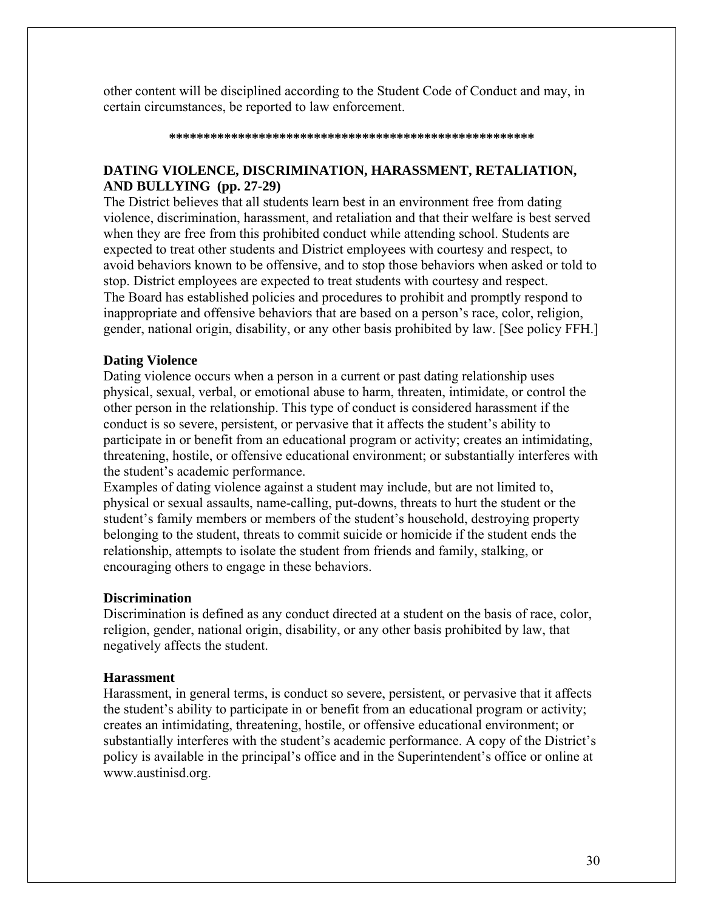other content will be disciplined according to the Student Code of Conduct and may, in certain circumstances, be reported to law enforcement.

****************************************************

## DATING VIOLENCE, DISCRIMINATION, HARASSMENT, RETALIATION, AND BULLYING (pp. 27-29)

The District believes that all students learn best in an environment free from dating violence, discrimination, harassment, and retaliation and that their welfare is best served when they are free from this prohibited conduct while attending school. Students are expected to treat other students and District employees with courtesy and respect, to avoid behaviors known to be offensive, and to stop those behaviors when asked or told to stop. District employees are expected to treat students with courtesy and respect.
The Board has established policies and procedures to prohibit and promptly respond to inappropriate and offensive behaviors that are based on a person's race, color, religion, gender, national origin, disability, or any other basis prohibited by law. [See policy FFH.]

### Dating Violence

Dating violence occurs when a person in a current or past dating relationship uses physical, sexual, verbal, or emotional abuse to harm, threaten, intimidate, or control the other person in the relationship. This type of conduct is considered harassment if the conduct is so severe, persistent, or pervasive that it affects the student's ability to participate in or benefit from an educational program or activity; creates an intimidating, threatening, hostile, or offensive educational environment; or substantially interferes with the student's academic performance.
Examples of dating violence against a student may include, but are not limited to, physical or sexual assaults, name-calling, put-downs, threats to hurt the student or the student's family members or members of the student's household, destroying property belonging to the student, threats to commit suicide or homicide if the student ends the relationship, attempts to isolate the student from friends and family, stalking, or encouraging others to engage in these behaviors.

### Discrimination

Discrimination is defined as any conduct directed at a student on the basis of race, color, religion, gender, national origin, disability, or any other basis prohibited by law, that negatively affects the student.

### Harassment

Harassment, in general terms, is conduct so severe, persistent, or pervasive that it affects the student's ability to participate in or benefit from an educational program or activity; creates an intimidating, threatening, hostile, or offensive educational environment; or substantially interferes with the student's academic performance. A copy of the District's policy is available in the principal's office and in the Superintendent's office or online at www.austinisd.org.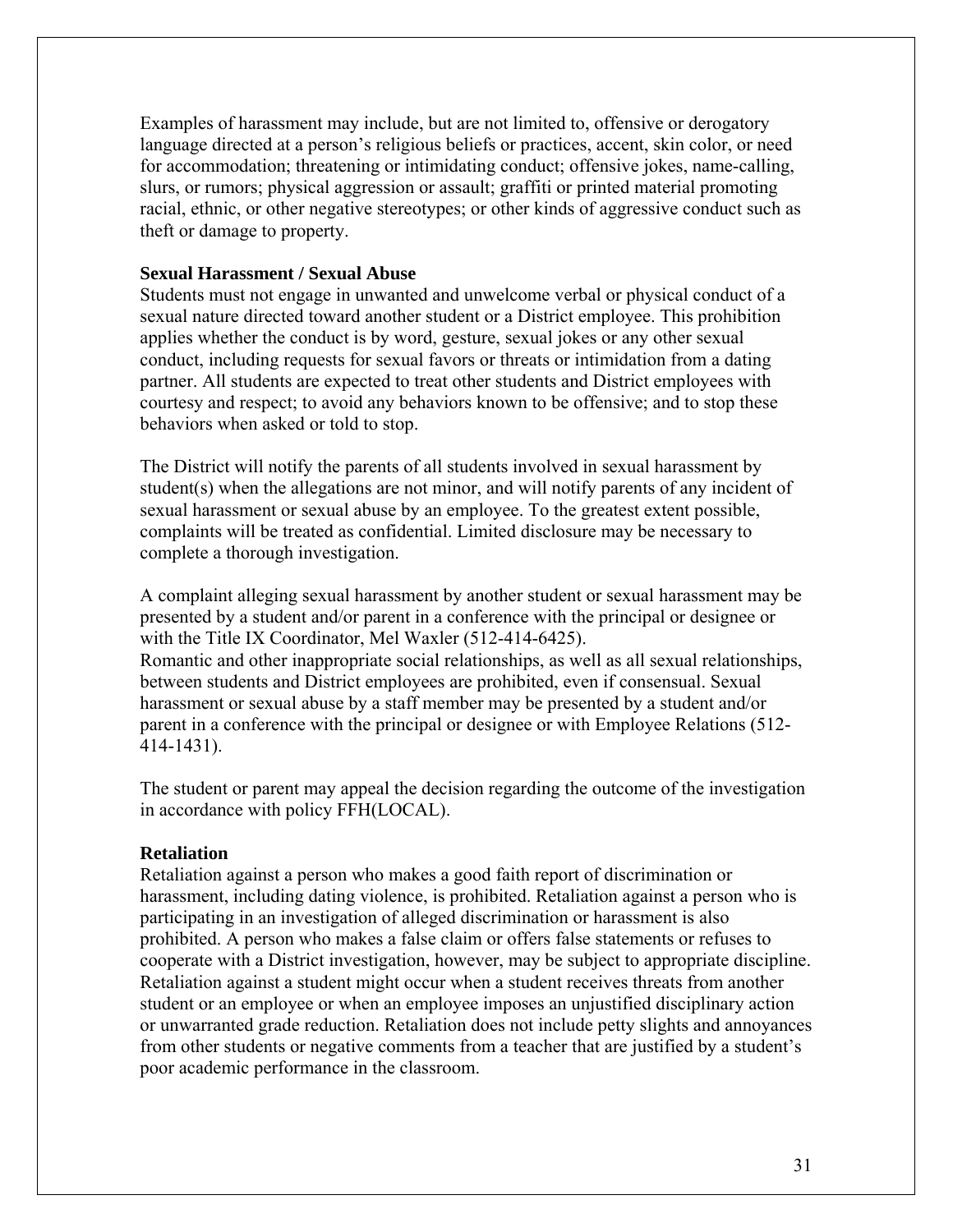Examples of harassment may include, but are not limited to, offensive or derogatory language directed at a person's religious beliefs or practices, accent, skin color, or need for accommodation; threatening or intimidating conduct; offensive jokes, name-calling, slurs, or rumors; physical aggression or assault; graffiti or printed material promoting racial, ethnic, or other negative stereotypes; or other kinds of aggressive conduct such as theft or damage to property.

**Sexual Harassment / Sexual Abuse**

Students must not engage in unwanted and unwelcome verbal or physical conduct of a sexual nature directed toward another student or a District employee. This prohibition applies whether the conduct is by word, gesture, sexual jokes or any other sexual conduct, including requests for sexual favors or threats or intimidation from a dating partner. All students are expected to treat other students and District employees with courtesy and respect; to avoid any behaviors known to be offensive; and to stop these behaviors when asked or told to stop.

The District will notify the parents of all students involved in sexual harassment by student(s) when the allegations are not minor, and will notify parents of any incident of sexual harassment or sexual abuse by an employee. To the greatest extent possible, complaints will be treated as confidential. Limited disclosure may be necessary to complete a thorough investigation.

A complaint alleging sexual harassment by another student or sexual harassment may be presented by a student and/or parent in a conference with the principal or designee or with the Title IX Coordinator, Mel Waxler (512-414-6425).
Romantic and other inappropriate social relationships, as well as all sexual relationships, between students and District employees are prohibited, even if consensual. Sexual harassment or sexual abuse by a staff member may be presented by a student and/or parent in a conference with the principal or designee or with Employee Relations (512-414-1431).

The student or parent may appeal the decision regarding the outcome of the investigation in accordance with policy FFH(LOCAL).

**Retaliation**

Retaliation against a person who makes a good faith report of discrimination or harassment, including dating violence, is prohibited. Retaliation against a person who is participating in an investigation of alleged discrimination or harassment is also prohibited. A person who makes a false claim or offers false statements or refuses to cooperate with a District investigation, however, may be subject to appropriate discipline. Retaliation against a student might occur when a student receives threats from another student or an employee or when an employee imposes an unjustified disciplinary action or unwarranted grade reduction. Retaliation does not include petty slights and annoyances from other students or negative comments from a teacher that are justified by a student's poor academic performance in the classroom.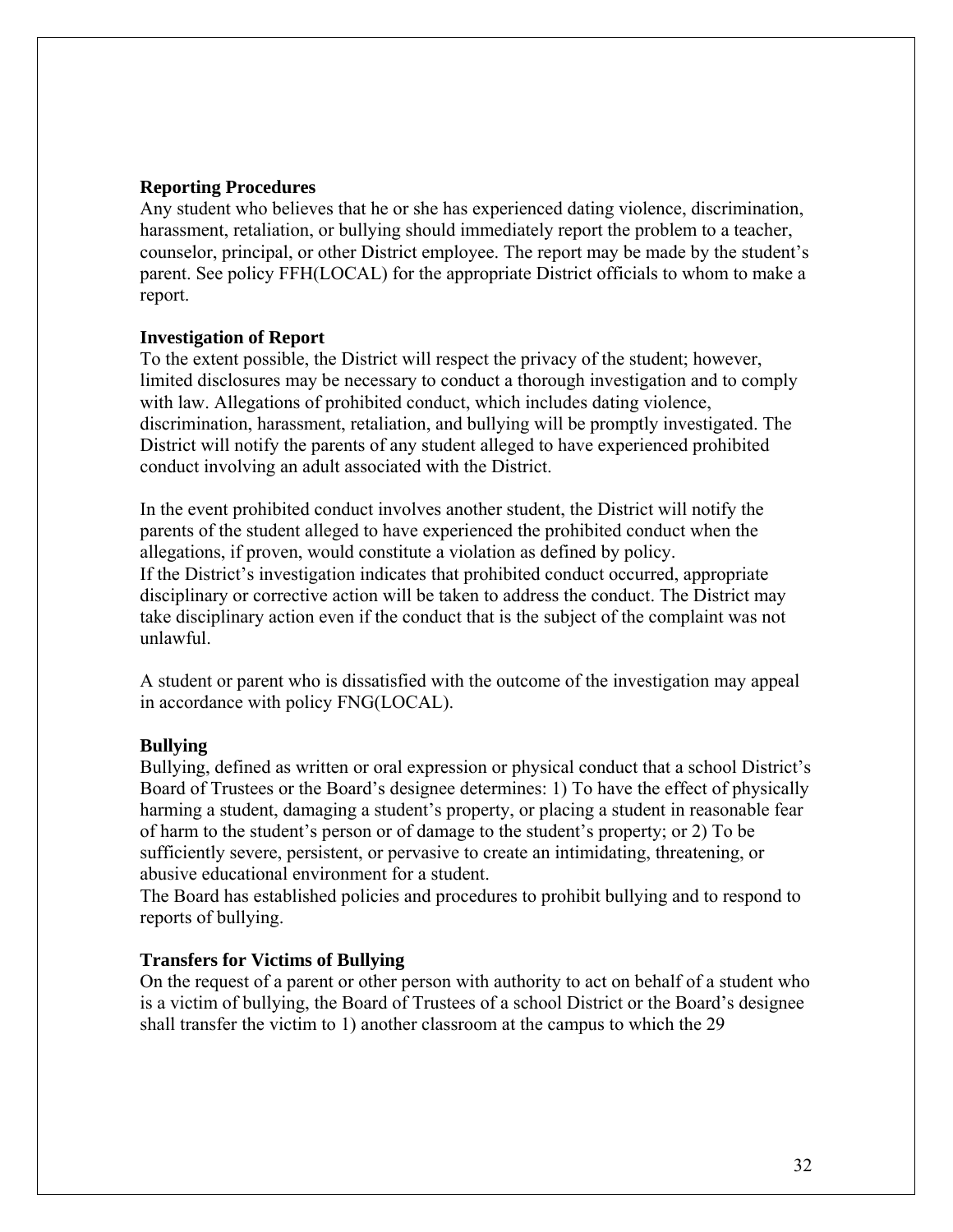### Reporting Procedures

Any student who believes that he or she has experienced dating violence, discrimination, harassment, retaliation, or bullying should immediately report the problem to a teacher, counselor, principal, or other District employee. The report may be made by the student's parent. See policy FFH(LOCAL) for the appropriate District officials to whom to make a report.

### Investigation of Report

To the extent possible, the District will respect the privacy of the student; however, limited disclosures may be necessary to conduct a thorough investigation and to comply with law. Allegations of prohibited conduct, which includes dating violence, discrimination, harassment, retaliation, and bullying will be promptly investigated. The District will notify the parents of any student alleged to have experienced prohibited conduct involving an adult associated with the District.

In the event prohibited conduct involves another student, the District will notify the parents of the student alleged to have experienced the prohibited conduct when the allegations, if proven, would constitute a violation as defined by policy.
If the District's investigation indicates that prohibited conduct occurred, appropriate disciplinary or corrective action will be taken to address the conduct. The District may take disciplinary action even if the conduct that is the subject of the complaint was not unlawful.

A student or parent who is dissatisfied with the outcome of the investigation may appeal in accordance with policy FNG(LOCAL).

### Bullying

Bullying, defined as written or oral expression or physical conduct that a school District's Board of Trustees or the Board's designee determines: 1) To have the effect of physically harming a student, damaging a student's property, or placing a student in reasonable fear of harm to the student's person or of damage to the student's property; or 2) To be sufficiently severe, persistent, or pervasive to create an intimidating, threatening, or abusive educational environment for a student.
The Board has established policies and procedures to prohibit bullying and to respond to reports of bullying.

### Transfers for Victims of Bullying

On the request of a parent or other person with authority to act on behalf of a student who is a victim of bullying, the Board of Trustees of a school District or the Board's designee shall transfer the victim to 1) another classroom at the campus to which the 29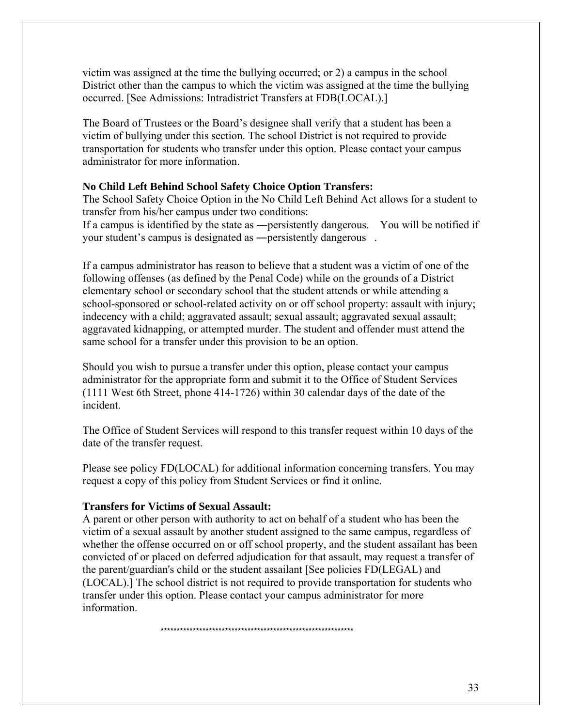victim was assigned at the time the bullying occurred; or 2) a campus in the school District other than the campus to which the victim was assigned at the time the bullying occurred. [See Admissions: Intradistrict Transfers at FDB(LOCAL).]

The Board of Trustees or the Board's designee shall verify that a student has been a victim of bullying under this section. The school District is not required to provide transportation for students who transfer under this option. Please contact your campus administrator for more information.

**No Child Left Behind School Safety Choice Option Transfers:**
The School Safety Choice Option in the No Child Left Behind Act allows for a student to transfer from his/her campus under two conditions:
If a campus is identified by the state as ―persistently dangerous.  You will be notified if your student's campus is designated as ―persistently dangerous .

If a campus administrator has reason to believe that a student was a victim of one of the following offenses (as defined by the Penal Code) while on the grounds of a District elementary school or secondary school that the student attends or while attending a school-sponsored or school-related activity on or off school property: assault with injury; indecency with a child; aggravated assault; sexual assault; aggravated sexual assault; aggravated kidnapping, or attempted murder. The student and offender must attend the same school for a transfer under this provision to be an option.

Should you wish to pursue a transfer under this option, please contact your campus administrator for the appropriate form and submit it to the Office of Student Services (1111 West 6th Street, phone 414-1726) within 30 calendar days of the date of the incident.

The Office of Student Services will respond to this transfer request within 10 days of the date of the transfer request.

Please see policy FD(LOCAL) for additional information concerning transfers. You may request a copy of this policy from Student Services or find it online.

**Transfers for Victims of Sexual Assault:**
A parent or other person with authority to act on behalf of a student who has been the victim of a sexual assault by another student assigned to the same campus, regardless of whether the offense occurred on or off school property, and the student assailant has been convicted of or placed on deferred adjudication for that assault, may request a transfer of the parent/guardian's child or the student assailant [See policies FD(LEGAL) and (LOCAL).] The school district is not required to provide transportation for students who transfer under this option. Please contact your campus administrator for more information.

************************************************************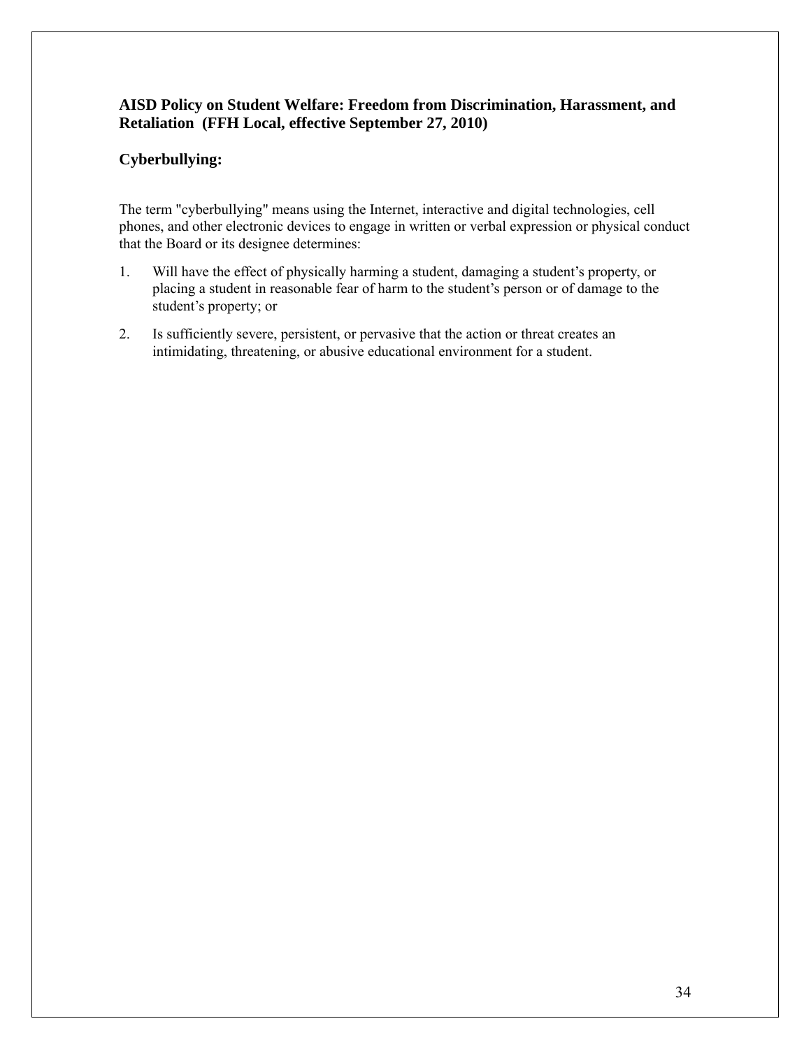## AISD Policy on Student Welfare: Freedom from Discrimination, Harassment, and Retaliation (FFH Local, effective September 27, 2010)

### Cyberbullying:

The term "cyberbullying" means using the Internet, interactive and digital technologies, cell phones, and other electronic devices to engage in written or verbal expression or physical conduct that the Board or its designee determines:

1. Will have the effect of physically harming a student, damaging a student's property, or placing a student in reasonable fear of harm to the student's person or of damage to the student's property; or
2. Is sufficiently severe, persistent, or pervasive that the action or threat creates an intimidating, threatening, or abusive educational environment for a student.